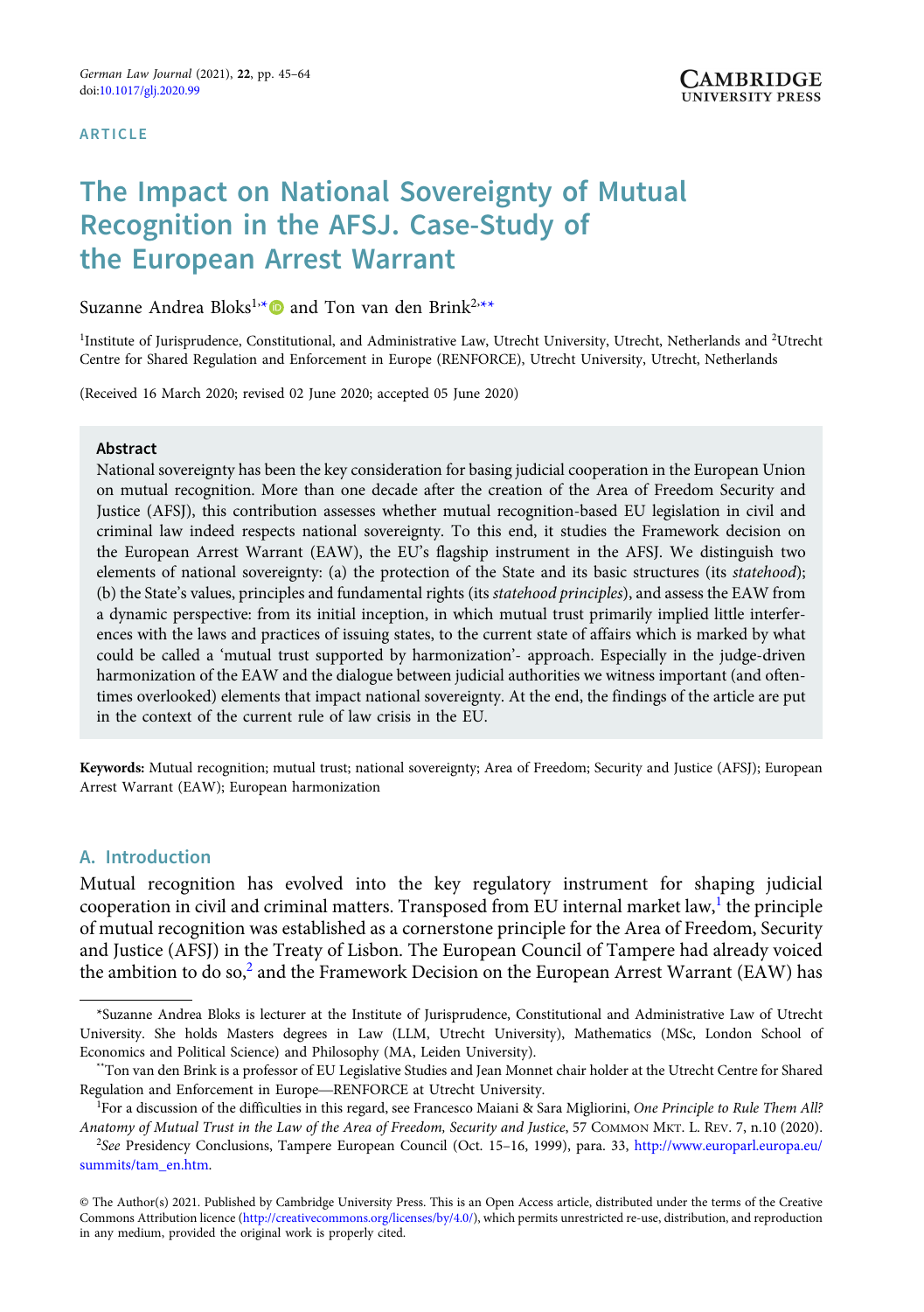ARTICLE

# The Impact on National Sovereignty of Mutual Recognition in the AFSJ. Case-Study of the European Arrest Warrant

Suzanne Andrea Bloks[1,*] and Ton van den Brink[2,**]

[1]Institute of Jurisprudence, Constitutional, and Administrative Law, Utrecht University, Utrecht, Netherlands and [2]Utrecht Centre for Shared Regulation and Enforcement in Europe (RENFORCE), Utrecht University, Utrecht, Netherlands

(Received 16 March 2020; revised 02 June 2020; accepted 05 June 2020)

## Abstract

National sovereignty has been the key consideration for basing judicial cooperation in the European Union on mutual recognition. More than one decade after the creation of the Area of Freedom Security and Justice (AFSJ), this contribution assesses whether mutual recognition-based EU legislation in civil and criminal law indeed respects national sovereignty. To this end, it studies the Framework decision on the European Arrest Warrant (EAW), the EU's flagship instrument in the AFSJ. We distinguish two elements of national sovereignty: (a) the protection of the State and its basic structures (its *statehood*); (b) the State's values, principles and fundamental rights (its *statehood principles*), and assess the EAW from a dynamic perspective: from its initial inception, in which mutual trust primarily implied little interferences with the laws and practices of issuing states, to the current state of affairs which is marked by what could be called a 'mutual trust supported by harmonization'- approach. Especially in the judge-driven harmonization of the EAW and the dialogue between judicial authorities we witness important (and oftentimes overlooked) elements that impact national sovereignty. At the end, the findings of the article are put in the context of the current rule of law crisis in the EU.

**Keywords:** Mutual recognition; mutual trust; national sovereignty; Area of Freedom; Security and Justice (AFSJ); European Arrest Warrant (EAW); European harmonization

## A. Introduction

Mutual recognition has evolved into the key regulatory instrument for shaping judicial cooperation in civil and criminal matters. Transposed from EU internal market law,[1] the principle of mutual recognition was established as a cornerstone principle for the Area of Freedom, Security and Justice (AFSJ) in the Treaty of Lisbon. The European Council of Tampere had already voiced the ambition to do so,[2] and the Framework Decision on the European Arrest Warrant (EAW) has

*Suzanne Andrea Bloks is lecturer at the Institute of Jurisprudence, Constitutional and Administrative Law of Utrecht University. She holds Masters degrees in Law (LLM, Utrecht University), Mathematics (MSc, London School of Economics and Political Science) and Philosophy (MA, Leiden University).

**Ton van den Brink is a professor of EU Legislative Studies and Jean Monnet chair holder at the Utrecht Centre for Shared Regulation and Enforcement in Europe—RENFORCE at Utrecht University.

[1]For a discussion of the difficulties in this regard, see Francesco Maiani & Sara Migliorini, *One Principle to Rule Them All? Anatomy of Mutual Trust in the Law of the Area of Freedom, Security and Justice*, 57 COMMON MKT. L. REV. 7, n.10 (2020).

[2]*See* Presidency Conclusions, Tampere European Council (Oct. 15–16, 1999), para. 33, http://www.europarl.europa.eu/summits/tam_en.htm.

© The Author(s) 2021. Published by Cambridge University Press. This is an Open Access article, distributed under the terms of the Creative Commons Attribution licence (http://creativecommons.org/licenses/by/4.0/), which permits unrestricted re-use, distribution, and reproduction in any medium, provided the original work is properly cited.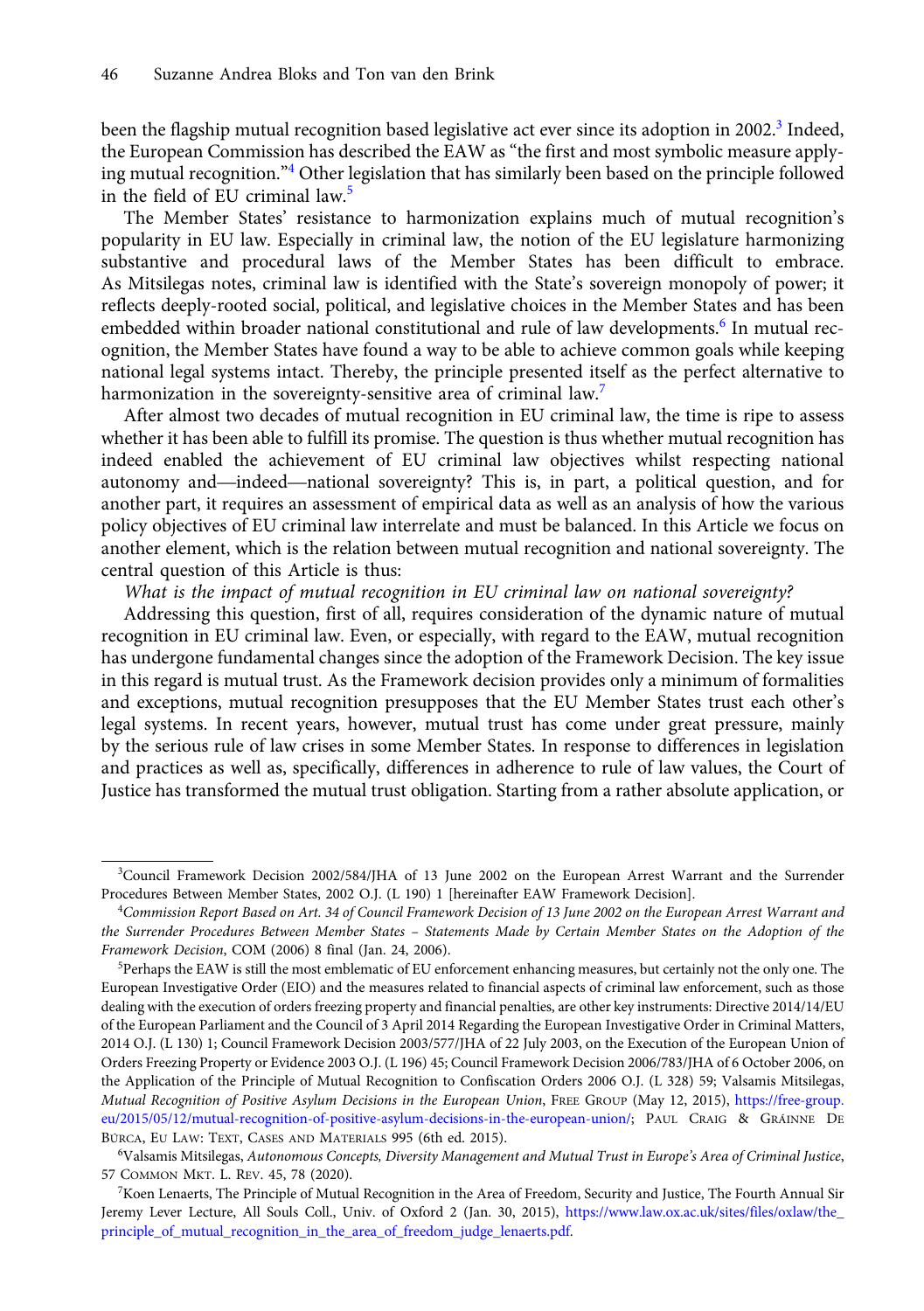been the flagship mutual recognition based legislative act ever since its adoption in 2002.[3] Indeed, the European Commission has described the EAW as "the first and most symbolic measure applying mutual recognition."[4] Other legislation that has similarly been based on the principle followed in the field of EU criminal law.[5]

The Member States' resistance to harmonization explains much of mutual recognition's popularity in EU law. Especially in criminal law, the notion of the EU legislature harmonizing substantive and procedural laws of the Member States has been difficult to embrace. As Mitsilegas notes, criminal law is identified with the State's sovereign monopoly of power; it reflects deeply-rooted social, political, and legislative choices in the Member States and has been embedded within broader national constitutional and rule of law developments.[6] In mutual recognition, the Member States have found a way to be able to achieve common goals while keeping national legal systems intact. Thereby, the principle presented itself as the perfect alternative to harmonization in the sovereignty-sensitive area of criminal law.[7]

After almost two decades of mutual recognition in EU criminal law, the time is ripe to assess whether it has been able to fulfill its promise. The question is thus whether mutual recognition has indeed enabled the achievement of EU criminal law objectives whilst respecting national autonomy and—indeed—national sovereignty? This is, in part, a political question, and for another part, it requires an assessment of empirical data as well as an analysis of how the various policy objectives of EU criminal law interrelate and must be balanced. In this Article we focus on another element, which is the relation between mutual recognition and national sovereignty. The central question of this Article is thus:

*What is the impact of mutual recognition in EU criminal law on national sovereignty?*

Addressing this question, first of all, requires consideration of the dynamic nature of mutual recognition in EU criminal law. Even, or especially, with regard to the EAW, mutual recognition has undergone fundamental changes since the adoption of the Framework Decision. The key issue in this regard is mutual trust. As the Framework decision provides only a minimum of formalities and exceptions, mutual recognition presupposes that the EU Member States trust each other's legal systems. In recent years, however, mutual trust has come under great pressure, mainly by the serious rule of law crises in some Member States. In response to differences in legislation and practices as well as, specifically, differences in adherence to rule of law values, the Court of Justice has transformed the mutual trust obligation. Starting from a rather absolute application, or

---

[3] Council Framework Decision 2002/584/JHA of 13 June 2002 on the European Arrest Warrant and the Surrender Procedures Between Member States, 2002 O.J. (L 190) 1 [hereinafter EAW Framework Decision].

[4] *Commission Report Based on Art. 34 of Council Framework Decision of 13 June 2002 on the European Arrest Warrant and the Surrender Procedures Between Member States – Statements Made by Certain Member States on the Adoption of the Framework Decision*, COM (2006) 8 final (Jan. 24, 2006).

[5] Perhaps the EAW is still the most emblematic of EU enforcement enhancing measures, but certainly not the only one. The European Investigative Order (EIO) and the measures related to financial aspects of criminal law enforcement, such as those dealing with the execution of orders freezing property and financial penalties, are other key instruments: Directive 2014/14/EU of the European Parliament and the Council of 3 April 2014 Regarding the European Investigative Order in Criminal Matters, 2014 O.J. (L 130) 1; Council Framework Decision 2003/577/JHA of 22 July 2003, on the Execution of the European Union of Orders Freezing Property or Evidence 2003 O.J. (L 196) 45; Council Framework Decision 2006/783/JHA of 6 October 2006, on the Application of the Principle of Mutual Recognition to Confiscation Orders 2006 O.J. (L 328) 59; Valsamis Mitsilegas, *Mutual Recognition of Positive Asylum Decisions in the European Union*, FREE GROUP (May 12, 2015), https://free-group.eu/2015/05/12/mutual-recognition-of-positive-asylum-decisions-in-the-european-union/; PAUL CRAIG & GRÁINNE DE BÚRCA, EU LAW: TEXT, CASES AND MATERIALS 995 (6th ed. 2015).

[6] Valsamis Mitsilegas, *Autonomous Concepts, Diversity Management and Mutual Trust in Europe's Area of Criminal Justice*, 57 COMMON MKT. L. REV. 45, 78 (2020).

[7] Koen Lenaerts, The Principle of Mutual Recognition in the Area of Freedom, Security and Justice, The Fourth Annual Sir Jeremy Lever Lecture, All Souls Coll., Univ. of Oxford 2 (Jan. 30, 2015), https://www.law.ox.ac.uk/sites/files/oxlaw/the_principle_of_mutual_recognition_in_the_area_of_freedom_judge_lenaerts.pdf.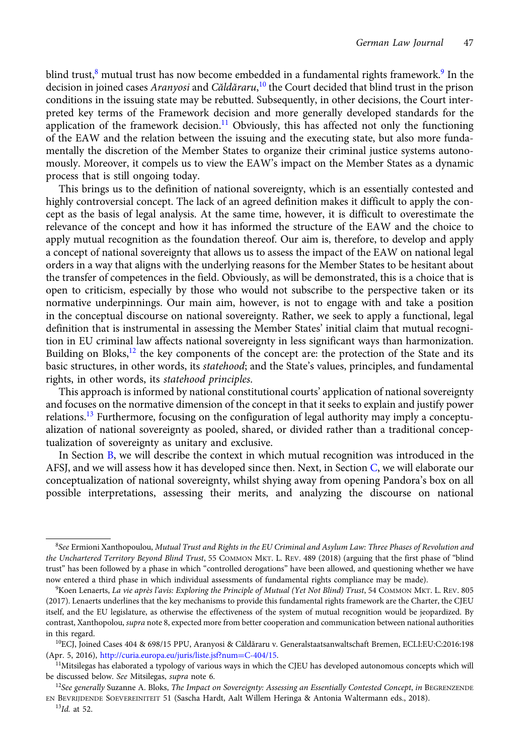blind trust,[8] mutual trust has now become embedded in a fundamental rights framework.[9] In the decision in joined cases *Aranyosi* and *Căldăraru*,[10] the Court decided that blind trust in the prison conditions in the issuing state may be rebutted. Subsequently, in other decisions, the Court interpreted key terms of the Framework decision and more generally developed standards for the application of the framework decision.[11] Obviously, this has affected not only the functioning of the EAW and the relation between the issuing and the executing state, but also more fundamentally the discretion of the Member States to organize their criminal justice systems autonomously. Moreover, it compels us to view the EAW's impact on the Member States as a dynamic process that is still ongoing today.

This brings us to the definition of national sovereignty, which is an essentially contested and highly controversial concept. The lack of an agreed definition makes it difficult to apply the concept as the basis of legal analysis. At the same time, however, it is difficult to overestimate the relevance of the concept and how it has informed the structure of the EAW and the choice to apply mutual recognition as the foundation thereof. Our aim is, therefore, to develop and apply a concept of national sovereignty that allows us to assess the impact of the EAW on national legal orders in a way that aligns with the underlying reasons for the Member States to be hesitant about the transfer of competences in the field. Obviously, as will be demonstrated, this is a choice that is open to criticism, especially by those who would not subscribe to the perspective taken or its normative underpinnings. Our main aim, however, is not to engage with and take a position in the conceptual discourse on national sovereignty. Rather, we seek to apply a functional, legal definition that is instrumental in assessing the Member States' initial claim that mutual recognition in EU criminal law affects national sovereignty in less significant ways than harmonization. Building on Bloks,[12] the key components of the concept are: the protection of the State and its basic structures, in other words, its *statehood*; and the State's values, principles, and fundamental rights, in other words, its *statehood principles*.

This approach is informed by national constitutional courts' application of national sovereignty and focuses on the normative dimension of the concept in that it seeks to explain and justify power relations.[13] Furthermore, focusing on the configuration of legal authority may imply a conceptualization of national sovereignty as pooled, shared, or divided rather than a traditional conceptualization of sovereignty as unitary and exclusive.

In Section B, we will describe the context in which mutual recognition was introduced in the AFSJ, and we will assess how it has developed since then. Next, in Section C, we will elaborate our conceptualization of national sovereignty, whilst shying away from opening Pandora's box on all possible interpretations, assessing their merits, and analyzing the discourse on national

---

[8] *See* Ermioni Xanthopoulou, *Mutual Trust and Rights in the EU Criminal and Asylum Law: Three Phases of Revolution and the Unchartered Territory Beyond Blind Trust*, 55 Common Mkt. L. Rev. 489 (2018) (arguing that the first phase of "blind trust" has been followed by a phase in which "controlled derogations" have been allowed, and questioning whether we have now entered a third phase in which individual assessments of fundamental rights compliance may be made).

[9] Koen Lenaerts, *La vie après l'avis: Exploring the Principle of Mutual (Yet Not Blind) Trust*, 54 Common Mkt. L. Rev. 805 (2017). Lenaerts underlines that the key mechanisms to provide this fundamental rights framework are the Charter, the CJEU itself, and the EU legislature, as otherwise the effectiveness of the system of mutual recognition would be jeopardized. By contrast, Xanthopolou, *supra* note 8, expected more from better cooperation and communication between national authorities in this regard.

[10] ECJ, Joined Cases 404 & 698/15 PPU, Aranyosi & Căldăraru v. Generalstaatsanwaltschaft Bremen, ECLI:EU:C:2016:198 (Apr. 5, 2016), http://curia.europa.eu/juris/liste.jsf?num=C-404/15.

[11] Mitsilegas has elaborated a typology of various ways in which the CJEU has developed autonomous concepts which will be discussed below. *See* Mitsilegas, *supra* note 6.

[12] *See generally* Suzanne A. Bloks, *The Impact on Sovereignty: Assessing an Essentially Contested Concept*, *in* Begrenzende en Bevrijdende Soevereiniteit 51 (Sascha Hardt, Aalt Willem Heringa & Antonia Waltermann eds., 2018).

[13] *Id.* at 52.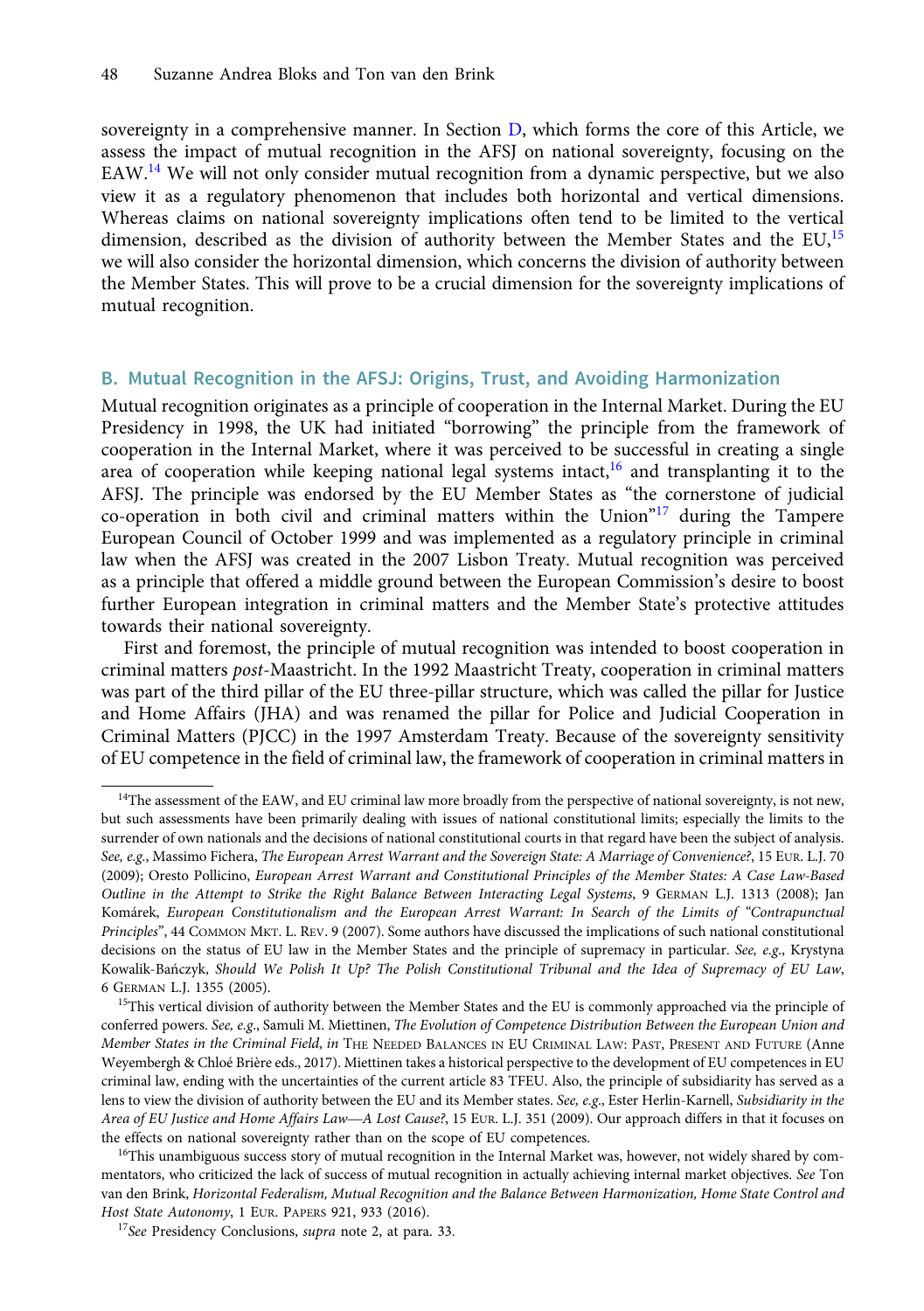sovereignty in a comprehensive manner. In Section D, which forms the core of this Article, we assess the impact of mutual recognition in the AFSJ on national sovereignty, focusing on the EAW.[14] We will not only consider mutual recognition from a dynamic perspective, but we also view it as a regulatory phenomenon that includes both horizontal and vertical dimensions. Whereas claims on national sovereignty implications often tend to be limited to the vertical dimension, described as the division of authority between the Member States and the EU,[15] we will also consider the horizontal dimension, which concerns the division of authority between the Member States. This will prove to be a crucial dimension for the sovereignty implications of mutual recognition.

## B. Mutual Recognition in the AFSJ: Origins, Trust, and Avoiding Harmonization

Mutual recognition originates as a principle of cooperation in the Internal Market. During the EU Presidency in 1998, the UK had initiated "borrowing" the principle from the framework of cooperation in the Internal Market, where it was perceived to be successful in creating a single area of cooperation while keeping national legal systems intact,[16] and transplanting it to the AFSJ. The principle was endorsed by the EU Member States as "the cornerstone of judicial co-operation in both civil and criminal matters within the Union"[17] during the Tampere European Council of October 1999 and was implemented as a regulatory principle in criminal law when the AFSJ was created in the 2007 Lisbon Treaty. Mutual recognition was perceived as a principle that offered a middle ground between the European Commission's desire to boost further European integration in criminal matters and the Member State's protective attitudes towards their national sovereignty.

First and foremost, the principle of mutual recognition was intended to boost cooperation in criminal matters *post*-Maastricht. In the 1992 Maastricht Treaty, cooperation in criminal matters was part of the third pillar of the EU three-pillar structure, which was called the pillar for Justice and Home Affairs (JHA) and was renamed the pillar for Police and Judicial Cooperation in Criminal Matters (PJCC) in the 1997 Amsterdam Treaty. Because of the sovereignty sensitivity of EU competence in the field of criminal law, the framework of cooperation in criminal matters in

---

[14] The assessment of the EAW, and EU criminal law more broadly from the perspective of national sovereignty, is not new, but such assessments have been primarily dealing with issues of national constitutional limits; especially the limits to the surrender of own nationals and the decisions of national constitutional courts in that regard have been the subject of analysis. *See, e.g.*, Massimo Fichera, *The European Arrest Warrant and the Sovereign State: A Marriage of Convenience?*, 15 EUR. L.J. 70 (2009); Oresto Pollicino, *European Arrest Warrant and Constitutional Principles of the Member States: A Case Law-Based Outline in the Attempt to Strike the Right Balance Between Interacting Legal Systems*, 9 GERMAN L.J. 1313 (2008); Jan Komárek, *European Constitutionalism and the European Arrest Warrant: In Search of the Limits of "Contrapunctual Principles"*, 44 COMMON MKT. L. REV. 9 (2007). Some authors have discussed the implications of such national constitutional decisions on the status of EU law in the Member States and the principle of supremacy in particular. *See, e.g.*, Krystyna Kowalik-Bańczyk, *Should We Polish It Up? The Polish Constitutional Tribunal and the Idea of Supremacy of EU Law*, 6 GERMAN L.J. 1355 (2005).

[15] This vertical division of authority between the Member States and the EU is commonly approached via the principle of conferred powers. *See, e.g.*, Samuli M. Miettinen, *The Evolution of Competence Distribution Between the European Union and Member States in the Criminal Field*, *in* THE NEEDED BALANCES IN EU CRIMINAL LAW: PAST, PRESENT AND FUTURE (Anne Weyembergh & Chloé Brière eds., 2017). Miettinen takes a historical perspective to the development of EU competences in EU criminal law, ending with the uncertainties of the current article 83 TFEU. Also, the principle of subsidiarity has served as a lens to view the division of authority between the EU and its Member states. *See, e.g.*, Ester Herlin-Karnell, *Subsidiarity in the Area of EU Justice and Home Affairs Law—A Lost Cause?*, 15 EUR. L.J. 351 (2009). Our approach differs in that it focuses on the effects on national sovereignty rather than on the scope of EU competences.

[16] This unambiguous success story of mutual recognition in the Internal Market was, however, not widely shared by commentators, who criticized the lack of success of mutual recognition in actually achieving internal market objectives. *See* Ton van den Brink, *Horizontal Federalism, Mutual Recognition and the Balance Between Harmonization, Home State Control and Host State Autonomy*, 1 EUR. PAPERS 921, 933 (2016).

[17] *See* Presidency Conclusions, *supra* note 2, at para. 33.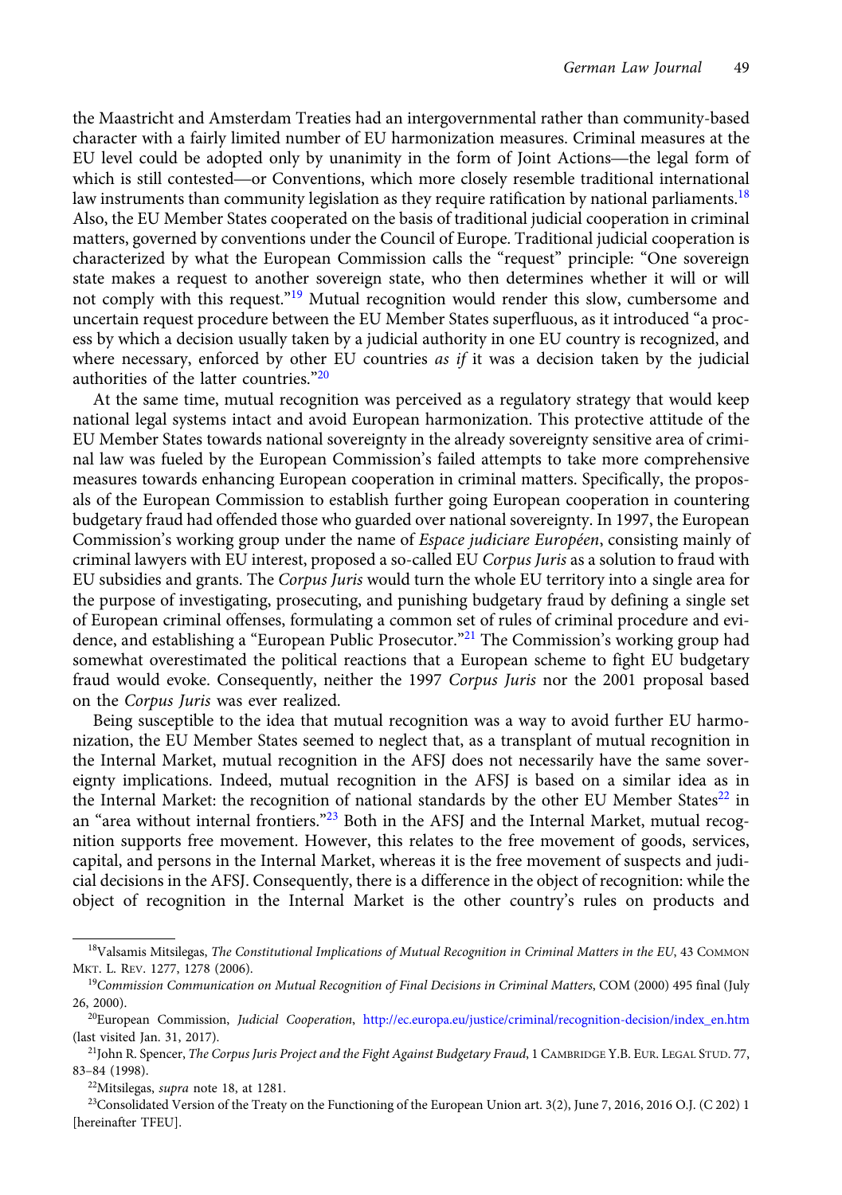the Maastricht and Amsterdam Treaties had an intergovernmental rather than community-based character with a fairly limited number of EU harmonization measures. Criminal measures at the EU level could be adopted only by unanimity in the form of Joint Actions—the legal form of which is still contested—or Conventions, which more closely resemble traditional international law instruments than community legislation as they require ratification by national parliaments.[18] Also, the EU Member States cooperated on the basis of traditional judicial cooperation in criminal matters, governed by conventions under the Council of Europe. Traditional judicial cooperation is characterized by what the European Commission calls the "request" principle: "One sovereign state makes a request to another sovereign state, who then determines whether it will or will not comply with this request."[19] Mutual recognition would render this slow, cumbersome and uncertain request procedure between the EU Member States superfluous, as it introduced "a process by which a decision usually taken by a judicial authority in one EU country is recognized, and where necessary, enforced by other EU countries *as if* it was a decision taken by the judicial authorities of the latter countries."[20]

At the same time, mutual recognition was perceived as a regulatory strategy that would keep national legal systems intact and avoid European harmonization. This protective attitude of the EU Member States towards national sovereignty in the already sovereignty sensitive area of criminal law was fueled by the European Commission's failed attempts to take more comprehensive measures towards enhancing European cooperation in criminal matters. Specifically, the proposals of the European Commission to establish further going European cooperation in countering budgetary fraud had offended those who guarded over national sovereignty. In 1997, the European Commission's working group under the name of *Espace judiciare Européen*, consisting mainly of criminal lawyers with EU interest, proposed a so-called EU *Corpus Juris* as a solution to fraud with EU subsidies and grants. The *Corpus Juris* would turn the whole EU territory into a single area for the purpose of investigating, prosecuting, and punishing budgetary fraud by defining a single set of European criminal offenses, formulating a common set of rules of criminal procedure and evidence, and establishing a "European Public Prosecutor."[21] The Commission's working group had somewhat overestimated the political reactions that a European scheme to fight EU budgetary fraud would evoke. Consequently, neither the 1997 *Corpus Juris* nor the 2001 proposal based on the *Corpus Juris* was ever realized.

Being susceptible to the idea that mutual recognition was a way to avoid further EU harmonization, the EU Member States seemed to neglect that, as a transplant of mutual recognition in the Internal Market, mutual recognition in the AFSJ does not necessarily have the same sovereignty implications. Indeed, mutual recognition in the AFSJ is based on a similar idea as in the Internal Market: the recognition of national standards by the other EU Member States[22] in an "area without internal frontiers."[23] Both in the AFSJ and the Internal Market, mutual recognition supports free movement. However, this relates to the free movement of goods, services, capital, and persons in the Internal Market, whereas it is the free movement of suspects and judicial decisions in the AFSJ. Consequently, there is a difference in the object of recognition: while the object of recognition in the Internal Market is the other country's rules on products and

---

[18] Valsamis Mitsilegas, *The Constitutional Implications of Mutual Recognition in Criminal Matters in the EU*, 43 Common Mkt. L. Rev. 1277, 1278 (2006).

[19] *Commission Communication on Mutual Recognition of Final Decisions in Criminal Matters*, COM (2000) 495 final (July 26, 2000).

[20] European Commission, *Judicial Cooperation*, http://ec.europa.eu/justice/criminal/recognition-decision/index_en.htm (last visited Jan. 31, 2017).

[21] John R. Spencer, *The Corpus Juris Project and the Fight Against Budgetary Fraud*, 1 Cambridge Y.B. Eur. Legal Stud. 77, 83–84 (1998).

[22] Mitsilegas, *supra* note 18, at 1281.

[23] Consolidated Version of the Treaty on the Functioning of the European Union art. 3(2), June 7, 2016, 2016 O.J. (C 202) 1 [hereinafter TFEU].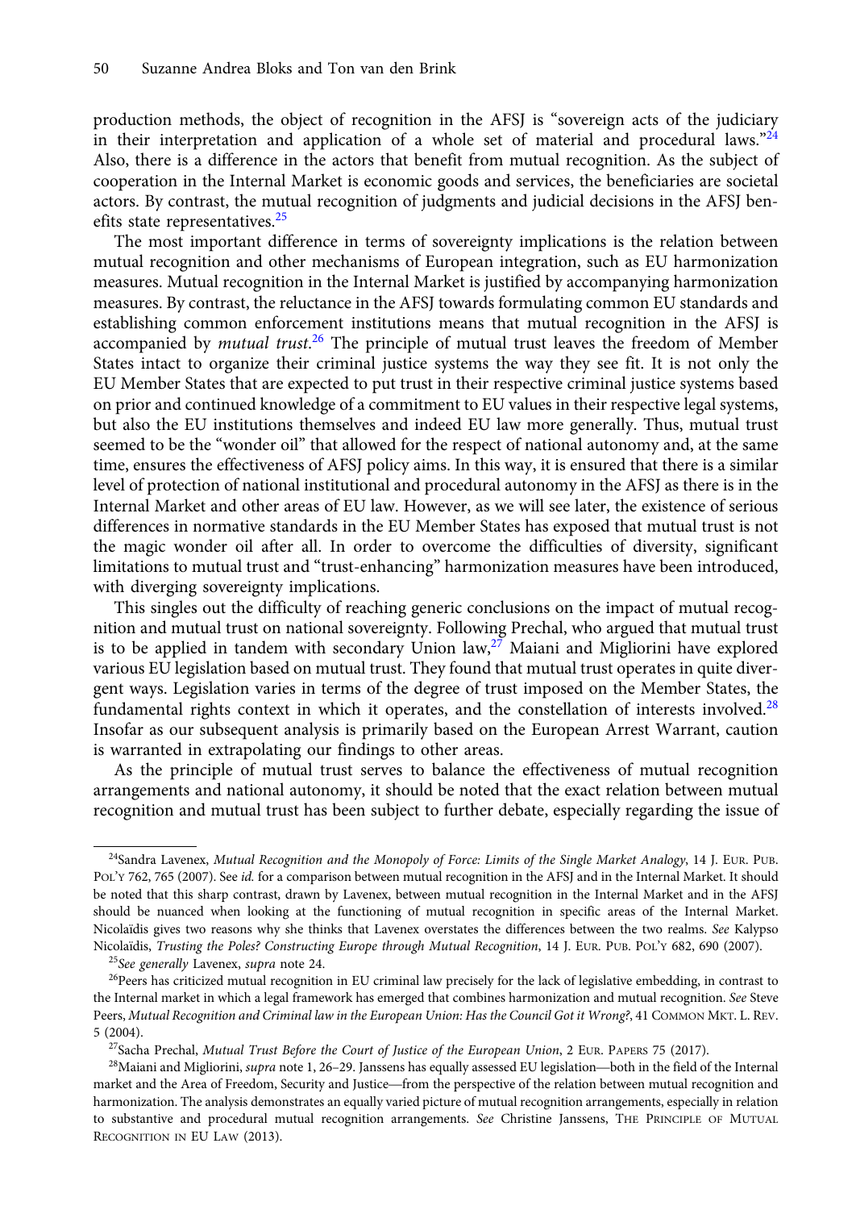production methods, the object of recognition in the AFSJ is "sovereign acts of the judiciary in their interpretation and application of a whole set of material and procedural laws."[24] Also, there is a difference in the actors that benefit from mutual recognition. As the subject of cooperation in the Internal Market is economic goods and services, the beneficiaries are societal actors. By contrast, the mutual recognition of judgments and judicial decisions in the AFSJ benefits state representatives.[25]

The most important difference in terms of sovereignty implications is the relation between mutual recognition and other mechanisms of European integration, such as EU harmonization measures. Mutual recognition in the Internal Market is justified by accompanying harmonization measures. By contrast, the reluctance in the AFSJ towards formulating common EU standards and establishing common enforcement institutions means that mutual recognition in the AFSJ is accompanied by *mutual trust*.[26] The principle of mutual trust leaves the freedom of Member States intact to organize their criminal justice systems the way they see fit. It is not only the EU Member States that are expected to put trust in their respective criminal justice systems based on prior and continued knowledge of a commitment to EU values in their respective legal systems, but also the EU institutions themselves and indeed EU law more generally. Thus, mutual trust seemed to be the "wonder oil" that allowed for the respect of national autonomy and, at the same time, ensures the effectiveness of AFSJ policy aims. In this way, it is ensured that there is a similar level of protection of national institutional and procedural autonomy in the AFSJ as there is in the Internal Market and other areas of EU law. However, as we will see later, the existence of serious differences in normative standards in the EU Member States has exposed that mutual trust is not the magic wonder oil after all. In order to overcome the difficulties of diversity, significant limitations to mutual trust and "trust-enhancing" harmonization measures have been introduced, with diverging sovereignty implications.

This singles out the difficulty of reaching generic conclusions on the impact of mutual recognition and mutual trust on national sovereignty. Following Prechal, who argued that mutual trust is to be applied in tandem with secondary Union law,[27] Maiani and Migliorini have explored various EU legislation based on mutual trust. They found that mutual trust operates in quite divergent ways. Legislation varies in terms of the degree of trust imposed on the Member States, the fundamental rights context in which it operates, and the constellation of interests involved.[28] Insofar as our subsequent analysis is primarily based on the European Arrest Warrant, caution is warranted in extrapolating our findings to other areas.

As the principle of mutual trust serves to balance the effectiveness of mutual recognition arrangements and national autonomy, it should be noted that the exact relation between mutual recognition and mutual trust has been subject to further debate, especially regarding the issue of

---

[24] Sandra Lavenex, *Mutual Recognition and the Monopoly of Force: Limits of the Single Market Analogy*, 14 J. Eur. Pub. Pol'y 762, 765 (2007). See *id.* for a comparison between mutual recognition in the AFSJ and in the Internal Market. It should be noted that this sharp contrast, drawn by Lavenex, between mutual recognition in the Internal Market and in the AFSJ should be nuanced when looking at the functioning of mutual recognition in specific areas of the Internal Market. Nicolaïdis gives two reasons why she thinks that Lavenex overstates the differences between the two realms. *See* Kalypso Nicolaïdis, *Trusting the Poles? Constructing Europe through Mutual Recognition*, 14 J. Eur. Pub. Pol'y 682, 690 (2007).

[25] *See generally* Lavenex, *supra* note 24.

[26] Peers has criticized mutual recognition in EU criminal law precisely for the lack of legislative embedding, in contrast to the Internal market in which a legal framework has emerged that combines harmonization and mutual recognition. *See* Steve Peers, *Mutual Recognition and Criminal law in the European Union: Has the Council Got it Wrong?*, 41 Common Mkt. L. Rev. 5 (2004).

[27] Sacha Prechal, *Mutual Trust Before the Court of Justice of the European Union*, 2 Eur. Papers 75 (2017).

[28] Maiani and Migliorini, *supra* note 1, 26–29. Janssens has equally assessed EU legislation—both in the field of the Internal market and the Area of Freedom, Security and Justice—from the perspective of the relation between mutual recognition and harmonization. The analysis demonstrates an equally varied picture of mutual recognition arrangements, especially in relation to substantive and procedural mutual recognition arrangements. *See* Christine Janssens, The Principle of Mutual Recognition in EU Law (2013).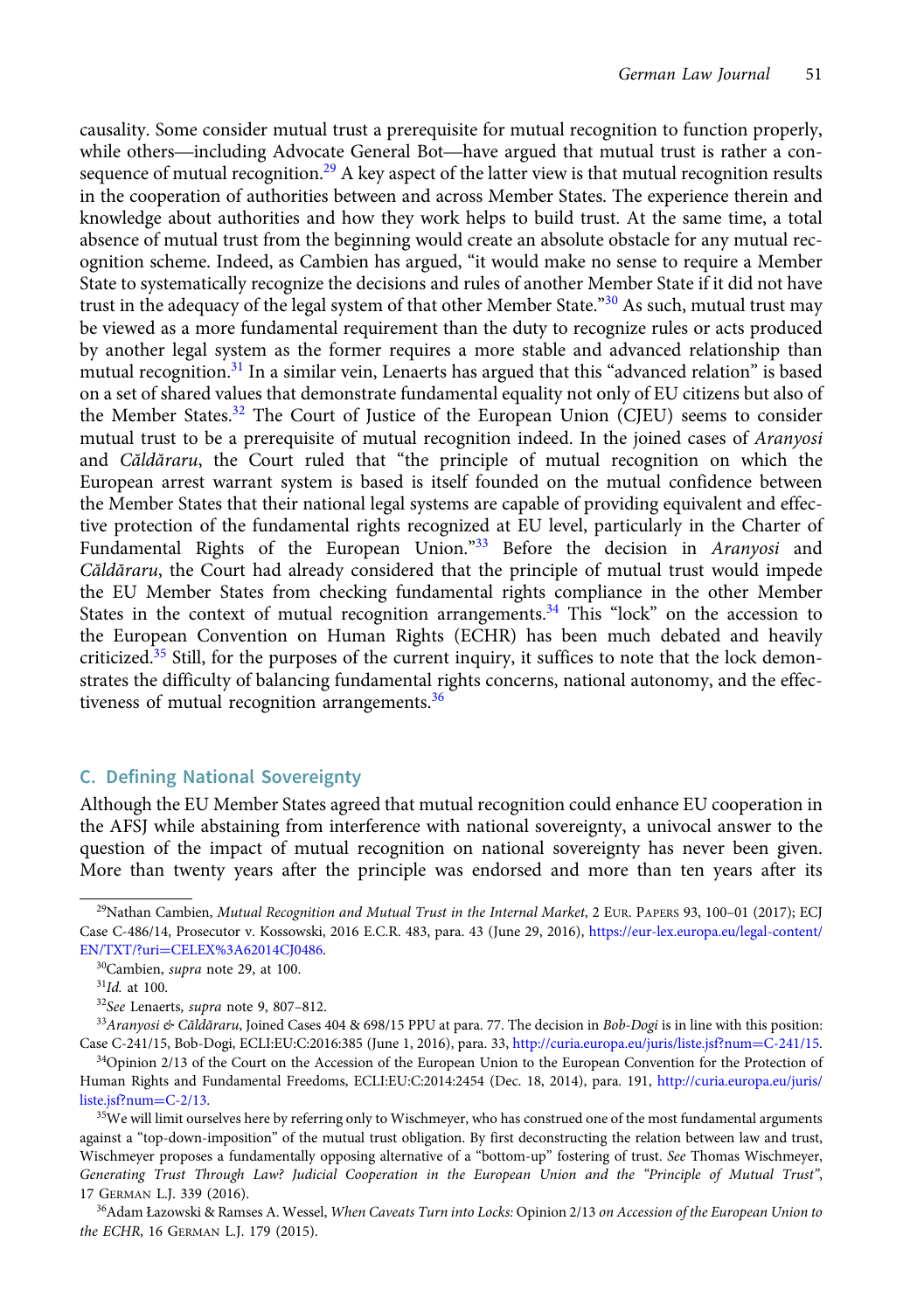causality. Some consider mutual trust a prerequisite for mutual recognition to function properly, while others—including Advocate General Bot—have argued that mutual trust is rather a consequence of mutual recognition.[29] A key aspect of the latter view is that mutual recognition results in the cooperation of authorities between and across Member States. The experience therein and knowledge about authorities and how they work helps to build trust. At the same time, a total absence of mutual trust from the beginning would create an absolute obstacle for any mutual recognition scheme. Indeed, as Cambien has argued, "it would make no sense to require a Member State to systematically recognize the decisions and rules of another Member State if it did not have trust in the adequacy of the legal system of that other Member State."[30] As such, mutual trust may be viewed as a more fundamental requirement than the duty to recognize rules or acts produced by another legal system as the former requires a more stable and advanced relationship than mutual recognition.[31] In a similar vein, Lenaerts has argued that this "advanced relation" is based on a set of shared values that demonstrate fundamental equality not only of EU citizens but also of the Member States.[32] The Court of Justice of the European Union (CJEU) seems to consider mutual trust to be a prerequisite of mutual recognition indeed. In the joined cases of *Aranyosi* and *Căldăraru*, the Court ruled that "the principle of mutual recognition on which the European arrest warrant system is based is itself founded on the mutual confidence between the Member States that their national legal systems are capable of providing equivalent and effective protection of the fundamental rights recognized at EU level, particularly in the Charter of Fundamental Rights of the European Union."[33] Before the decision in *Aranyosi* and *Căldăraru*, the Court had already considered that the principle of mutual trust would impede the EU Member States from checking fundamental rights compliance in the other Member States in the context of mutual recognition arrangements.[34] This "lock" on the accession to the European Convention on Human Rights (ECHR) has been much debated and heavily criticized.[35] Still, for the purposes of the current inquiry, it suffices to note that the lock demonstrates the difficulty of balancing fundamental rights concerns, national autonomy, and the effectiveness of mutual recognition arrangements.[36]

## C. Defining National Sovereignty

Although the EU Member States agreed that mutual recognition could enhance EU cooperation in the AFSJ while abstaining from interference with national sovereignty, a univocal answer to the question of the impact of mutual recognition on national sovereignty has never been given. More than twenty years after the principle was endorsed and more than ten years after its

---

[29]Nathan Cambien, *Mutual Recognition and Mutual Trust in the Internal Market*, 2 Eur. Papers 93, 100–01 (2017); ECJ Case C-486/14, Prosecutor v. Kossowski, 2016 E.C.R. 483, para. 43 (June 29, 2016), https://eur-lex.europa.eu/legal-content/EN/TXT/?uri=CELEX%3A62014CJ0486.

[30]Cambien, *supra* note 29, at 100.

[31]*Id.* at 100.

[32]*See* Lenaerts, *supra* note 9, 807–812.

[33]*Aranyosi & Căldăraru*, Joined Cases 404 & 698/15 PPU at para. 77. The decision in *Bob-Dogi* is in line with this position: Case C-241/15, Bob-Dogi, ECLI:EU:C:2016:385 (June 1, 2016), para. 33, http://curia.europa.eu/juris/liste.jsf?num=C-241/15.

[34]Opinion 2/13 of the Court on the Accession of the European Union to the European Convention for the Protection of Human Rights and Fundamental Freedoms, ECLI:EU:C:2014:2454 (Dec. 18, 2014), para. 191, http://curia.europa.eu/juris/liste.jsf?num=C-2/13.

[35]We will limit ourselves here by referring only to Wischmeyer, who has construed one of the most fundamental arguments against a "top-down-imposition" of the mutual trust obligation. By first deconstructing the relation between law and trust, Wischmeyer proposes a fundamentally opposing alternative of a "bottom-up" fostering of trust. *See* Thomas Wischmeyer, *Generating Trust Through Law? Judicial Cooperation in the European Union and the "Principle of Mutual Trust"*, 17 German L.J. 339 (2016).

[36]Adam Łazowski & Ramses A. Wessel, *When Caveats Turn into Locks:* Opinion 2/13 *on Accession of the European Union to the ECHR*, 16 German L.J. 179 (2015).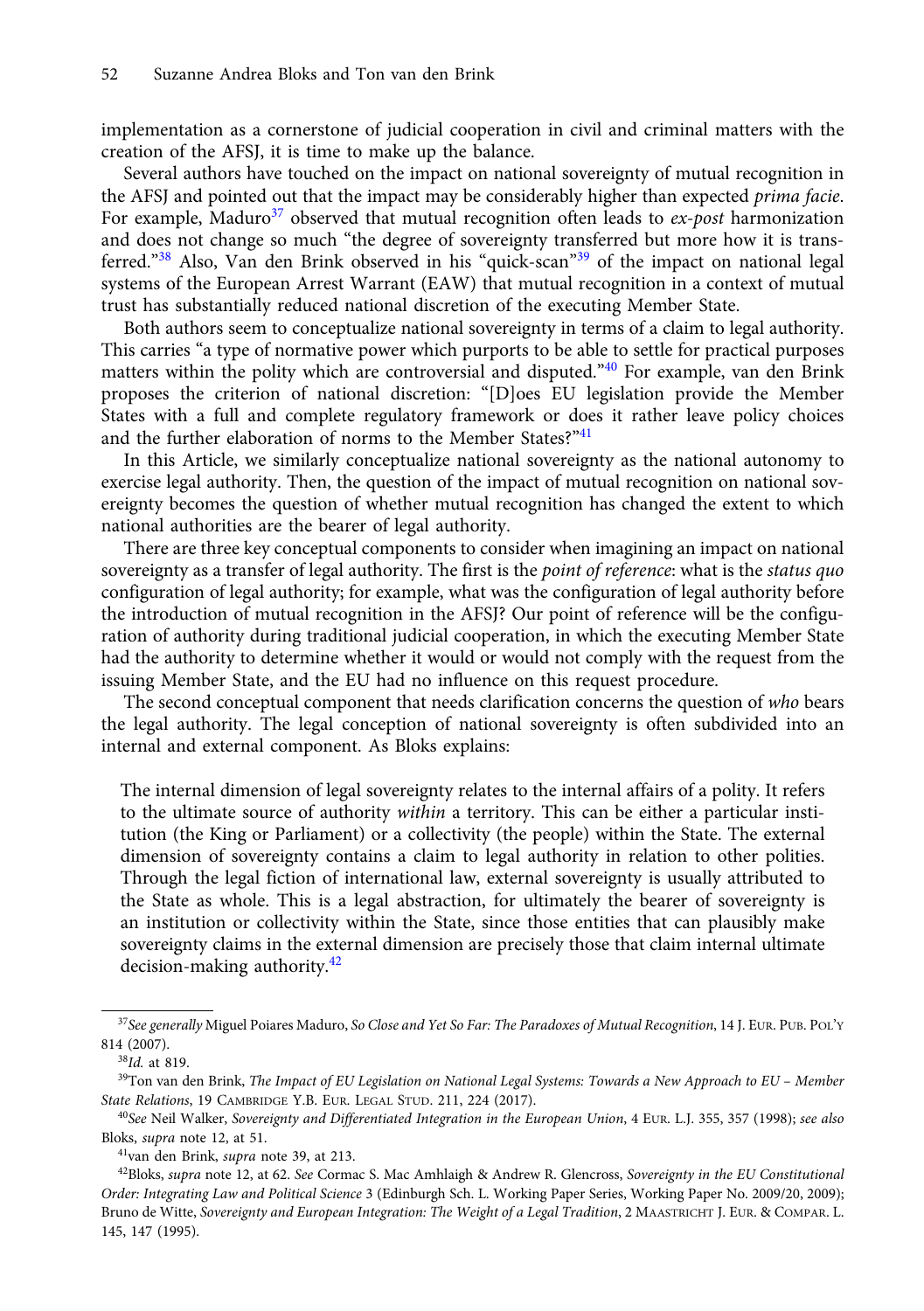implementation as a cornerstone of judicial cooperation in civil and criminal matters with the creation of the AFSJ, it is time to make up the balance.

Several authors have touched on the impact on national sovereignty of mutual recognition in the AFSJ and pointed out that the impact may be considerably higher than expected *prima facie*. For example, Maduro[37] observed that mutual recognition often leads to *ex-post* harmonization and does not change so much "the degree of sovereignty transferred but more how it is transferred."[38] Also, Van den Brink observed in his "quick-scan"[39] of the impact on national legal systems of the European Arrest Warrant (EAW) that mutual recognition in a context of mutual trust has substantially reduced national discretion of the executing Member State.

Both authors seem to conceptualize national sovereignty in terms of a claim to legal authority. This carries "a type of normative power which purports to be able to settle for practical purposes matters within the polity which are controversial and disputed."[40] For example, van den Brink proposes the criterion of national discretion: "[D]oes EU legislation provide the Member States with a full and complete regulatory framework or does it rather leave policy choices and the further elaboration of norms to the Member States?"[41]

In this Article, we similarly conceptualize national sovereignty as the national autonomy to exercise legal authority. Then, the question of the impact of mutual recognition on national sovereignty becomes the question of whether mutual recognition has changed the extent to which national authorities are the bearer of legal authority.

There are three key conceptual components to consider when imagining an impact on national sovereignty as a transfer of legal authority. The first is the *point of reference*: what is the *status quo* configuration of legal authority; for example, what was the configuration of legal authority before the introduction of mutual recognition in the AFSJ? Our point of reference will be the configuration of authority during traditional judicial cooperation, in which the executing Member State had the authority to determine whether it would or would not comply with the request from the issuing Member State, and the EU had no influence on this request procedure.

The second conceptual component that needs clarification concerns the question of *who* bears the legal authority. The legal conception of national sovereignty is often subdivided into an internal and external component. As Bloks explains:

> The internal dimension of legal sovereignty relates to the internal affairs of a polity. It refers to the ultimate source of authority *within* a territory. This can be either a particular institution (the King or Parliament) or a collectivity (the people) within the State. The external dimension of sovereignty contains a claim to legal authority in relation to other polities. Through the legal fiction of international law, external sovereignty is usually attributed to the State as whole. This is a legal abstraction, for ultimately the bearer of sovereignty is an institution or collectivity within the State, since those entities that can plausibly make sovereignty claims in the external dimension are precisely those that claim internal ultimate decision-making authority.[42]

---

[37] *See generally* Miguel Poiares Maduro, *So Close and Yet So Far: The Paradoxes of Mutual Recognition*, 14 J. EUR. PUB. POL'Y 814 (2007).

[38] *Id.* at 819.

[39] Ton van den Brink, *The Impact of EU Legislation on National Legal Systems: Towards a New Approach to EU – Member State Relations*, 19 CAMBRIDGE Y.B. EUR. LEGAL STUD. 211, 224 (2017).

[40] *See* Neil Walker, *Sovereignty and Differentiated Integration in the European Union*, 4 EUR. L.J. 355, 357 (1998); *see also* Bloks, *supra* note 12, at 51.

[41] van den Brink, *supra* note 39, at 213.

[42] Bloks, *supra* note 12, at 62. *See* Cormac S. Mac Amhlaigh & Andrew R. Glencross, *Sovereignty in the EU Constitutional Order: Integrating Law and Political Science* 3 (Edinburgh Sch. L. Working Paper Series, Working Paper No. 2009/20, 2009); Bruno de Witte, *Sovereignty and European Integration: The Weight of a Legal Tradition*, 2 MAASTRICHT J. EUR. & COMPAR. L. 145, 147 (1995).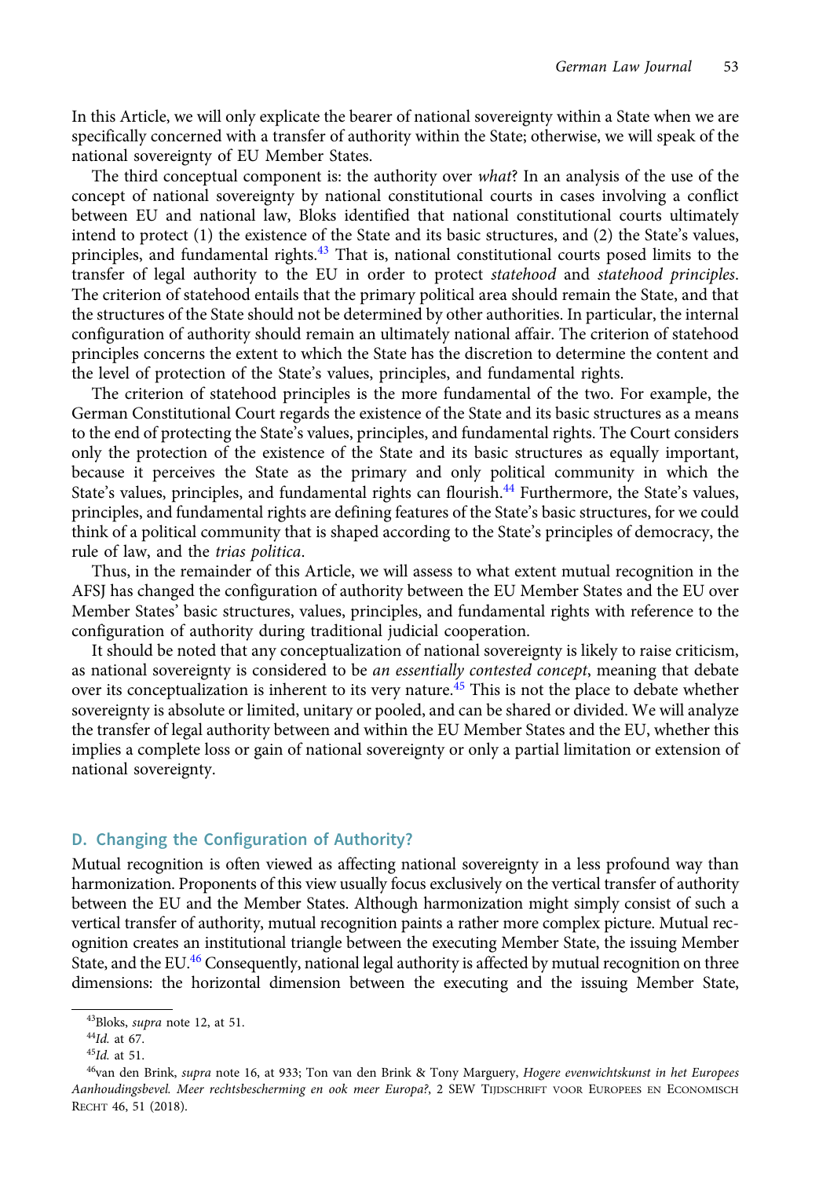In this Article, we will only explicate the bearer of national sovereignty within a State when we are specifically concerned with a transfer of authority within the State; otherwise, we will speak of the national sovereignty of EU Member States.

The third conceptual component is: the authority over *what*? In an analysis of the use of the concept of national sovereignty by national constitutional courts in cases involving a conflict between EU and national law, Bloks identified that national constitutional courts ultimately intend to protect (1) the existence of the State and its basic structures, and (2) the State's values, principles, and fundamental rights.[43] That is, national constitutional courts posed limits to the transfer of legal authority to the EU in order to protect *statehood* and *statehood principles*. The criterion of statehood entails that the primary political area should remain the State, and that the structures of the State should not be determined by other authorities. In particular, the internal configuration of authority should remain an ultimately national affair. The criterion of statehood principles concerns the extent to which the State has the discretion to determine the content and the level of protection of the State's values, principles, and fundamental rights.

The criterion of statehood principles is the more fundamental of the two. For example, the German Constitutional Court regards the existence of the State and its basic structures as a means to the end of protecting the State's values, principles, and fundamental rights. The Court considers only the protection of the existence of the State and its basic structures as equally important, because it perceives the State as the primary and only political community in which the State's values, principles, and fundamental rights can flourish.[44] Furthermore, the State's values, principles, and fundamental rights are defining features of the State's basic structures, for we could think of a political community that is shaped according to the State's principles of democracy, the rule of law, and the *trias politica*.

Thus, in the remainder of this Article, we will assess to what extent mutual recognition in the AFSJ has changed the configuration of authority between the EU Member States and the EU over Member States' basic structures, values, principles, and fundamental rights with reference to the configuration of authority during traditional judicial cooperation.

It should be noted that any conceptualization of national sovereignty is likely to raise criticism, as national sovereignty is considered to be *an essentially contested concept*, meaning that debate over its conceptualization is inherent to its very nature.[45] This is not the place to debate whether sovereignty is absolute or limited, unitary or pooled, and can be shared or divided. We will analyze the transfer of legal authority between and within the EU Member States and the EU, whether this implies a complete loss or gain of national sovereignty or only a partial limitation or extension of national sovereignty.

## D. Changing the Configuration of Authority?

Mutual recognition is often viewed as affecting national sovereignty in a less profound way than harmonization. Proponents of this view usually focus exclusively on the vertical transfer of authority between the EU and the Member States. Although harmonization might simply consist of such a vertical transfer of authority, mutual recognition paints a rather more complex picture. Mutual recognition creates an institutional triangle between the executing Member State, the issuing Member State, and the EU.[46] Consequently, national legal authority is affected by mutual recognition on three dimensions: the horizontal dimension between the executing and the issuing Member State,

---

[43] Bloks, *supra* note 12, at 51.

[44] *Id.* at 67.

[45] *Id.* at 51.

[46] van den Brink, *supra* note 16, at 933; Ton van den Brink & Tony Marguery, *Hogere evenwichtskunst in het Europees Aanhoudingsbevel. Meer rechtsbescherming en ook meer Europa?*, 2 SEW Tijdschrift voor Europees en Economisch Recht 46, 51 (2018).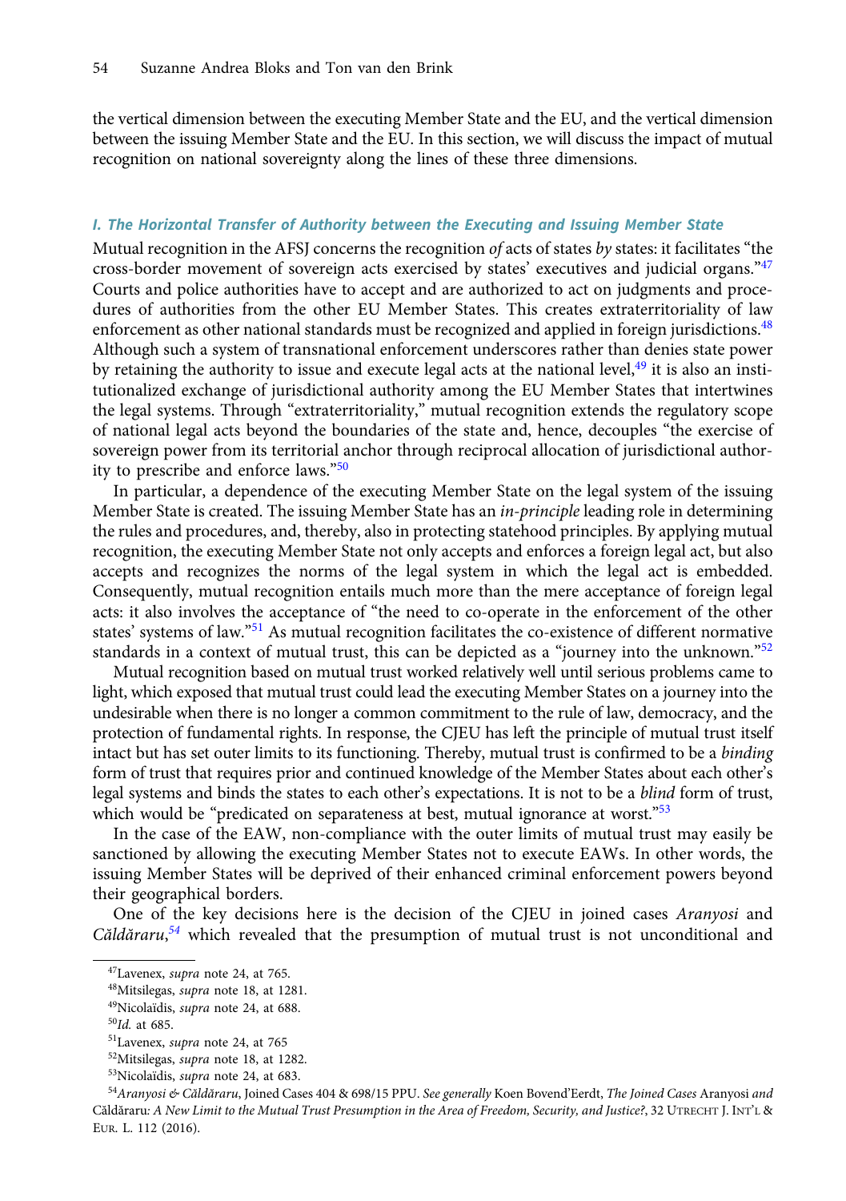the vertical dimension between the executing Member State and the EU, and the vertical dimension between the issuing Member State and the EU. In this section, we will discuss the impact of mutual recognition on national sovereignty along the lines of these three dimensions.

### *I. The Horizontal Transfer of Authority between the Executing and Issuing Member State*

Mutual recognition in the AFSJ concerns the recognition *of* acts of states *by* states: it facilitates "the cross-border movement of sovereign acts exercised by states' executives and judicial organs."[47] Courts and police authorities have to accept and are authorized to act on judgments and procedures of authorities from the other EU Member States. This creates extraterritoriality of law enforcement as other national standards must be recognized and applied in foreign jurisdictions.[48] Although such a system of transnational enforcement underscores rather than denies state power by retaining the authority to issue and execute legal acts at the national level,[49] it is also an institutionalized exchange of jurisdictional authority among the EU Member States that intertwines the legal systems. Through "extraterritoriality," mutual recognition extends the regulatory scope of national legal acts beyond the boundaries of the state and, hence, decouples "the exercise of sovereign power from its territorial anchor through reciprocal allocation of jurisdictional authority to prescribe and enforce laws."[50]

In particular, a dependence of the executing Member State on the legal system of the issuing Member State is created. The issuing Member State has an *in-principle* leading role in determining the rules and procedures, and, thereby, also in protecting statehood principles. By applying mutual recognition, the executing Member State not only accepts and enforces a foreign legal act, but also accepts and recognizes the norms of the legal system in which the legal act is embedded. Consequently, mutual recognition entails much more than the mere acceptance of foreign legal acts: it also involves the acceptance of "the need to co-operate in the enforcement of the other states' systems of law."[51] As mutual recognition facilitates the co-existence of different normative standards in a context of mutual trust, this can be depicted as a "journey into the unknown."[52]

Mutual recognition based on mutual trust worked relatively well until serious problems came to light, which exposed that mutual trust could lead the executing Member States on a journey into the undesirable when there is no longer a common commitment to the rule of law, democracy, and the protection of fundamental rights. In response, the CJEU has left the principle of mutual trust itself intact but has set outer limits to its functioning. Thereby, mutual trust is confirmed to be a *binding* form of trust that requires prior and continued knowledge of the Member States about each other's legal systems and binds the states to each other's expectations. It is not to be a *blind* form of trust, which would be "predicated on separateness at best, mutual ignorance at worst."[53]

In the case of the EAW, non-compliance with the outer limits of mutual trust may easily be sanctioned by allowing the executing Member States not to execute EAWs. In other words, the issuing Member States will be deprived of their enhanced criminal enforcement powers beyond their geographical borders.

One of the key decisions here is the decision of the CJEU in joined cases *Aranyosi* and *Căldăraru*,[54] which revealed that the presumption of mutual trust is not unconditional and

---

[47] Lavenex, *supra* note 24, at 765.

[48] Mitsilegas, *supra* note 18, at 1281.

[49] Nicolaïdis, *supra* note 24, at 688.

[50] *Id.* at 685.

[51] Lavenex, *supra* note 24, at 765

[52] Mitsilegas, *supra* note 18, at 1282.

[53] Nicolaïdis, *supra* note 24, at 683.

[54] *Aranyosi & Căldăraru*, Joined Cases 404 & 698/15 PPU. *See generally* Koen Bovend'Eerdt, *The Joined Cases* Aranyosi *and* Căldăraru: *A New Limit to the Mutual Trust Presumption in the Area of Freedom, Security, and Justice?*, 32 Utrecht J. Int'l & Eur. L. 112 (2016).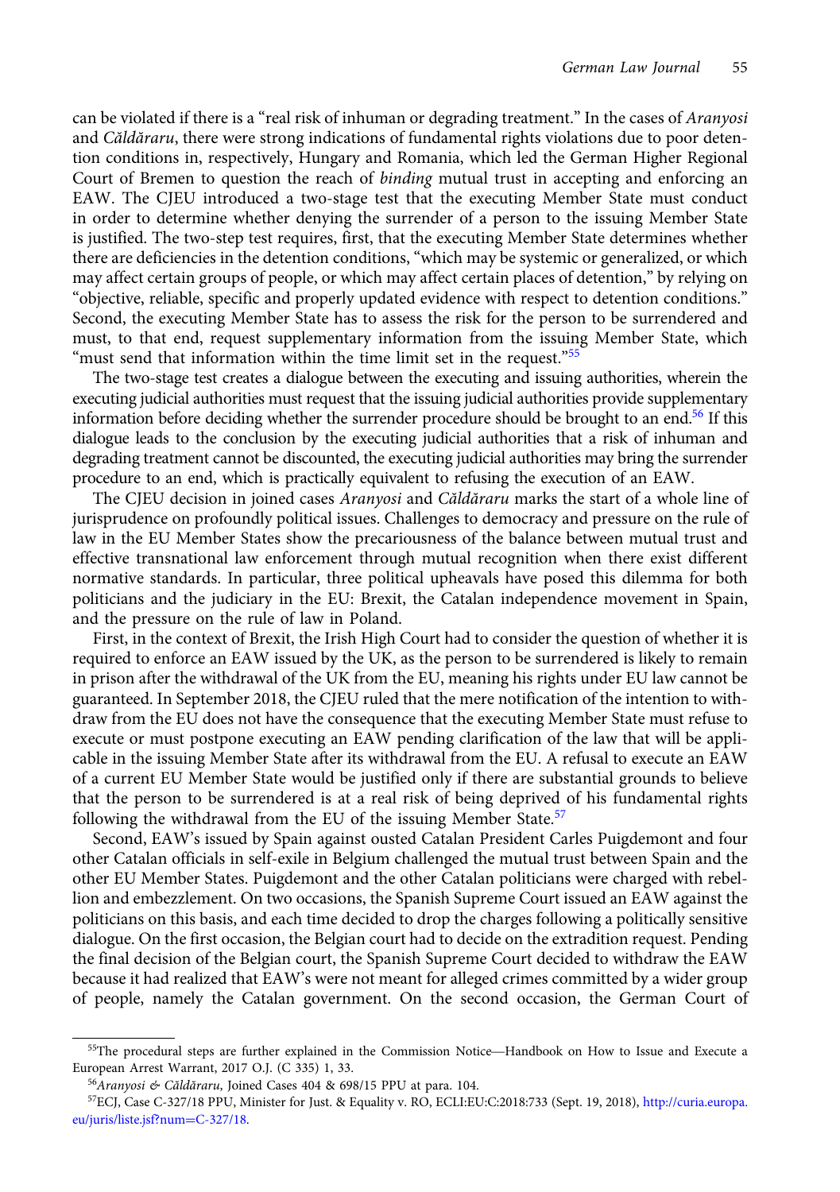can be violated if there is a "real risk of inhuman or degrading treatment." In the cases of *Aranyosi* and *Căldăraru*, there were strong indications of fundamental rights violations due to poor detention conditions in, respectively, Hungary and Romania, which led the German Higher Regional Court of Bremen to question the reach of *binding* mutual trust in accepting and enforcing an EAW. The CJEU introduced a two-stage test that the executing Member State must conduct in order to determine whether denying the surrender of a person to the issuing Member State is justified. The two-step test requires, first, that the executing Member State determines whether there are deficiencies in the detention conditions, "which may be systemic or generalized, or which may affect certain groups of people, or which may affect certain places of detention," by relying on "objective, reliable, specific and properly updated evidence with respect to detention conditions." Second, the executing Member State has to assess the risk for the person to be surrendered and must, to that end, request supplementary information from the issuing Member State, which "must send that information within the time limit set in the request."[55]

The two-stage test creates a dialogue between the executing and issuing authorities, wherein the executing judicial authorities must request that the issuing judicial authorities provide supplementary information before deciding whether the surrender procedure should be brought to an end.[56] If this dialogue leads to the conclusion by the executing judicial authorities that a risk of inhuman and degrading treatment cannot be discounted, the executing judicial authorities may bring the surrender procedure to an end, which is practically equivalent to refusing the execution of an EAW.

The CJEU decision in joined cases *Aranyosi* and *Căldăraru* marks the start of a whole line of jurisprudence on profoundly political issues. Challenges to democracy and pressure on the rule of law in the EU Member States show the precariousness of the balance between mutual trust and effective transnational law enforcement through mutual recognition when there exist different normative standards. In particular, three political upheavals have posed this dilemma for both politicians and the judiciary in the EU: Brexit, the Catalan independence movement in Spain, and the pressure on the rule of law in Poland.

First, in the context of Brexit, the Irish High Court had to consider the question of whether it is required to enforce an EAW issued by the UK, as the person to be surrendered is likely to remain in prison after the withdrawal of the UK from the EU, meaning his rights under EU law cannot be guaranteed. In September 2018, the CJEU ruled that the mere notification of the intention to withdraw from the EU does not have the consequence that the executing Member State must refuse to execute or must postpone executing an EAW pending clarification of the law that will be applicable in the issuing Member State after its withdrawal from the EU. A refusal to execute an EAW of a current EU Member State would be justified only if there are substantial grounds to believe that the person to be surrendered is at a real risk of being deprived of his fundamental rights following the withdrawal from the EU of the issuing Member State.[57]

Second, EAW's issued by Spain against ousted Catalan President Carles Puigdemont and four other Catalan officials in self-exile in Belgium challenged the mutual trust between Spain and the other EU Member States. Puigdemont and the other Catalan politicians were charged with rebellion and embezzlement. On two occasions, the Spanish Supreme Court issued an EAW against the politicians on this basis, and each time decided to drop the charges following a politically sensitive dialogue. On the first occasion, the Belgian court had to decide on the extradition request. Pending the final decision of the Belgian court, the Spanish Supreme Court decided to withdraw the EAW because it had realized that EAW's were not meant for alleged crimes committed by a wider group of people, namely the Catalan government. On the second occasion, the German Court of

---

[55]The procedural steps are further explained in the Commission Notice—Handbook on How to Issue and Execute a European Arrest Warrant, 2017 O.J. (C 335) 1, 33.

[56]*Aranyosi & Căldăraru*, Joined Cases 404 & 698/15 PPU at para. 104.

[57]ECJ, Case C-327/18 PPU, Minister for Just. & Equality v. RO, ECLI:EU:C:2018:733 (Sept. 19, 2018), http://curia.europa.eu/juris/liste.jsf?num=C-327/18.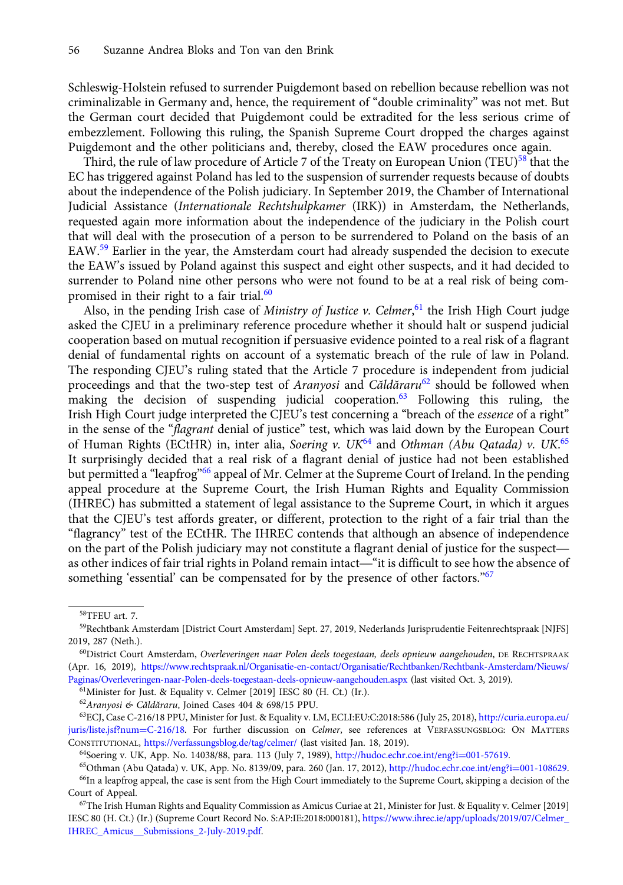Schleswig-Holstein refused to surrender Puigdemont based on rebellion because rebellion was not criminalizable in Germany and, hence, the requirement of "double criminality" was not met. But the German court decided that Puigdemont could be extradited for the less serious crime of embezzlement. Following this ruling, the Spanish Supreme Court dropped the charges against Puigdemont and the other politicians and, thereby, closed the EAW procedures once again.

Third, the rule of law procedure of Article 7 of the Treaty on European Union (TEU)[58] that the EC has triggered against Poland has led to the suspension of surrender requests because of doubts about the independence of the Polish judiciary. In September 2019, the Chamber of International Judicial Assistance (*Internationale Rechtshulpkamer* (IRK)) in Amsterdam, the Netherlands, requested again more information about the independence of the judiciary in the Polish court that will deal with the prosecution of a person to be surrendered to Poland on the basis of an EAW.[59] Earlier in the year, the Amsterdam court had already suspended the decision to execute the EAW's issued by Poland against this suspect and eight other suspects, and it had decided to surrender to Poland nine other persons who were not found to be at a real risk of being compromised in their right to a fair trial.[60]

Also, in the pending Irish case of *Ministry of Justice v. Celmer*,[61] the Irish High Court judge asked the CJEU in a preliminary reference procedure whether it should halt or suspend judicial cooperation based on mutual recognition if persuasive evidence pointed to a real risk of a flagrant denial of fundamental rights on account of a systematic breach of the rule of law in Poland. The responding CJEU's ruling stated that the Article 7 procedure is independent from judicial proceedings and that the two-step test of *Aranyosi* and *Căldăraru*[62] should be followed when making the decision of suspending judicial cooperation.[63] Following this ruling, the Irish High Court judge interpreted the CJEU's test concerning a "breach of the *essence* of a right" in the sense of the "*flagrant* denial of justice" test, which was laid down by the European Court of Human Rights (ECtHR) in, inter alia, *Soering v. UK*[64] and *Othman (Abu Qatada) v. UK*.[65] It surprisingly decided that a real risk of a flagrant denial of justice had not been established but permitted a "leapfrog"[66] appeal of Mr. Celmer at the Supreme Court of Ireland. In the pending appeal procedure at the Supreme Court, the Irish Human Rights and Equality Commission (IHREC) has submitted a statement of legal assistance to the Supreme Court, in which it argues that the CJEU's test affords greater, or different, protection to the right of a fair trial than the "flagrancy" test of the ECtHR. The IHREC contends that although an absence of independence on the part of the Polish judiciary may not constitute a flagrant denial of justice for the suspect—as other indices of fair trial rights in Poland remain intact—"it is difficult to see how the absence of something 'essential' can be compensated for by the presence of other factors."[67]

---

[58] TFEU art. 7.

[59] Rechtbank Amsterdam [District Court Amsterdam] Sept. 27, 2019, Nederlands Jurisprudentie Feitenrechtspraak [NJFS] 2019, 287 (Neth.).

[60] District Court Amsterdam, *Overleveringen naar Polen deels toegestaan, deels opnieuw aangehouden*, DE RECHTSPRAAK (Apr. 16, 2019), https://www.rechtspraak.nl/Organisatie-en-contact/Organisatie/Rechtbanken/Rechtbank-Amsterdam/Nieuws/Paginas/Overleveringen-naar-Polen-deels-toegestaan-deels-opnieuw-aangehouden.aspx (last visited Oct. 3, 2019).

[61] Minister for Just. & Equality v. Celmer [2019] IESC 80 (H. Ct.) (Ir.).

[62] *Aranyosi & Căldăraru*, Joined Cases 404 & 698/15 PPU.

[63] ECJ, Case C-216/18 PPU, Minister for Just. & Equality v. LM, ECLI:EU:C:2018:586 (July 25, 2018), http://curia.europa.eu/juris/liste.jsf?num=C-216/18. For further discussion on *Celmer*, see references at VERFASSUNGSBLOG: ON MATTERS CONSTITUTIONAL, https://verfassungsblog.de/tag/celmer/ (last visited Jan. 18, 2019).

[64] Soering v. UK, App. No. 14038/88, para. 113 (July 7, 1989), http://hudoc.echr.coe.int/eng?i=001-57619.

[65] Othman (Abu Qatada) v. UK, App. No. 8139/09, para. 260 (Jan. 17, 2012), http://hudoc.echr.coe.int/eng?i=001-108629.

[66] In a leapfrog appeal, the case is sent from the High Court immediately to the Supreme Court, skipping a decision of the Court of Appeal.

[67] The Irish Human Rights and Equality Commission as Amicus Curiae at 21, Minister for Just. & Equality v. Celmer [2019] IESC 80 (H. Ct.) (Ir.) (Supreme Court Record No. S:AP:IE:2018:000181), https://www.ihrec.ie/app/uploads/2019/07/Celmer_IHREC_Amicus__Submissions_2-July-2019.pdf.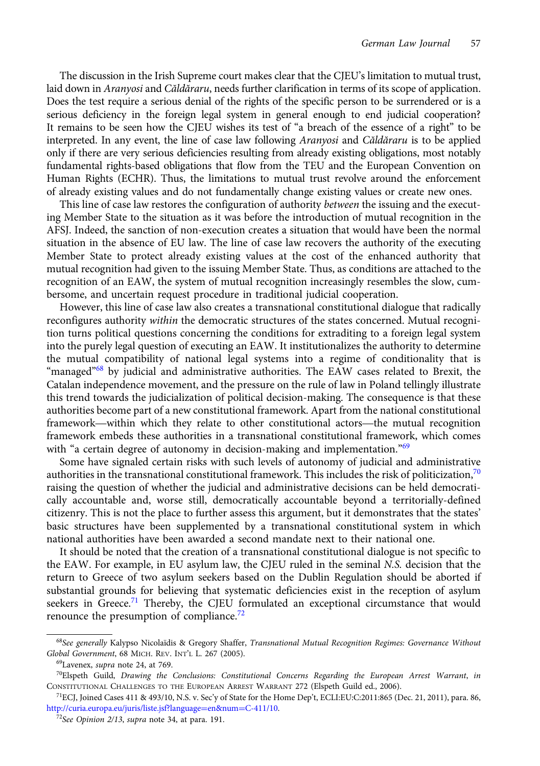The discussion in the Irish Supreme court makes clear that the CJEU's limitation to mutual trust, laid down in *Aranyosi* and *Căldăraru*, needs further clarification in terms of its scope of application. Does the test require a serious denial of the rights of the specific person to be surrendered or is a serious deficiency in the foreign legal system in general enough to end judicial cooperation? It remains to be seen how the CJEU wishes its test of "a breach of the essence of a right" to be interpreted. In any event, the line of case law following *Aranyosi* and *Căldăraru* is to be applied only if there are very serious deficiencies resulting from already existing obligations, most notably fundamental rights-based obligations that flow from the TEU and the European Convention on Human Rights (ECHR). Thus, the limitations to mutual trust revolve around the enforcement of already existing values and do not fundamentally change existing values or create new ones.

This line of case law restores the configuration of authority *between* the issuing and the executing Member State to the situation as it was before the introduction of mutual recognition in the AFSJ. Indeed, the sanction of non-execution creates a situation that would have been the normal situation in the absence of EU law. The line of case law recovers the authority of the executing Member State to protect already existing values at the cost of the enhanced authority that mutual recognition had given to the issuing Member State. Thus, as conditions are attached to the recognition of an EAW, the system of mutual recognition increasingly resembles the slow, cumbersome, and uncertain request procedure in traditional judicial cooperation.

However, this line of case law also creates a transnational constitutional dialogue that radically reconfigures authority *within* the democratic structures of the states concerned. Mutual recognition turns political questions concerning the conditions for extraditing to a foreign legal system into the purely legal question of executing an EAW. It institutionalizes the authority to determine the mutual compatibility of national legal systems into a regime of conditionality that is "managed"[68] by judicial and administrative authorities. The EAW cases related to Brexit, the Catalan independence movement, and the pressure on the rule of law in Poland tellingly illustrate this trend towards the judicialization of political decision-making. The consequence is that these authorities become part of a new constitutional framework. Apart from the national constitutional framework—within which they relate to other constitutional actors—the mutual recognition framework embeds these authorities in a transnational constitutional framework, which comes with "a certain degree of autonomy in decision-making and implementation."[69]

Some have signaled certain risks with such levels of autonomy of judicial and administrative authorities in the transnational constitutional framework. This includes the risk of politicization,[70] raising the question of whether the judicial and administrative decisions can be held democratically accountable and, worse still, democratically accountable beyond a territorially-defined citizenry. This is not the place to further assess this argument, but it demonstrates that the states' basic structures have been supplemented by a transnational constitutional system in which national authorities have been awarded a second mandate next to their national one.

It should be noted that the creation of a transnational constitutional dialogue is not specific to the EAW. For example, in EU asylum law, the CJEU ruled in the seminal *N.S.* decision that the return to Greece of two asylum seekers based on the Dublin Regulation should be aborted if substantial grounds for believing that systematic deficiencies exist in the reception of asylum seekers in Greece.[71] Thereby, the CJEU formulated an exceptional circumstance that would renounce the presumption of compliance.[72]

---

[68] *See generally* Kalypso Nicolaïdis & Gregory Shaffer, *Transnational Mutual Recognition Regimes: Governance Without Global Government*, 68 MICH. REV. INT'L L. 267 (2005).

[69] Lavenex, *supra* note 24, at 769.

[70] Elspeth Guild, *Drawing the Conclusions: Constitutional Concerns Regarding the European Arrest Warrant*, *in* CONSTITUTIONAL CHALLENGES TO THE EUROPEAN ARREST WARRANT 272 (Elspeth Guild ed., 2006).

[71] ECJ, Joined Cases 411 & 493/10, N.S. v. Sec'y of State for the Home Dep't, ECLI:EU:C:2011:865 (Dec. 21, 2011), para. 86, http://curia.europa.eu/juris/liste.jsf?language=en&num=C-411/10.

[72] *See Opinion 2/13*, *supra* note 34, at para. 191.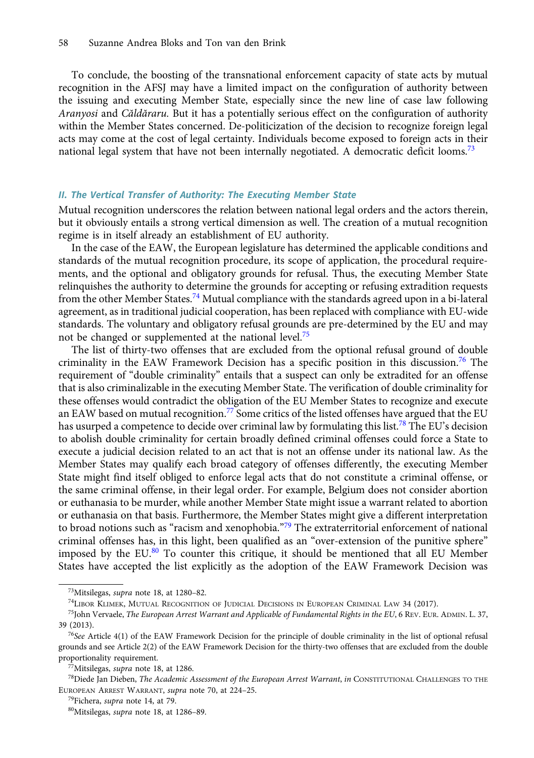To conclude, the boosting of the transnational enforcement capacity of state acts by mutual recognition in the AFSJ may have a limited impact on the configuration of authority between the issuing and executing Member State, especially since the new line of case law following *Aranyosi* and *Căldăraru*. But it has a potentially serious effect on the configuration of authority within the Member States concerned. De-politicization of the decision to recognize foreign legal acts may come at the cost of legal certainty. Individuals become exposed to foreign acts in their national legal system that have not been internally negotiated. A democratic deficit looms.[73]

### II. The Vertical Transfer of Authority: The Executing Member State

Mutual recognition underscores the relation between national legal orders and the actors therein, but it obviously entails a strong vertical dimension as well. The creation of a mutual recognition regime is in itself already an establishment of EU authority.

In the case of the EAW, the European legislature has determined the applicable conditions and standards of the mutual recognition procedure, its scope of application, the procedural requirements, and the optional and obligatory grounds for refusal. Thus, the executing Member State relinquishes the authority to determine the grounds for accepting or refusing extradition requests from the other Member States.[74] Mutual compliance with the standards agreed upon in a bi-lateral agreement, as in traditional judicial cooperation, has been replaced with compliance with EU-wide standards. The voluntary and obligatory refusal grounds are pre-determined by the EU and may not be changed or supplemented at the national level.[75]

The list of thirty-two offenses that are excluded from the optional refusal ground of double criminality in the EAW Framework Decision has a specific position in this discussion.[76] The requirement of "double criminality" entails that a suspect can only be extradited for an offense that is also criminalizable in the executing Member State. The verification of double criminality for these offenses would contradict the obligation of the EU Member States to recognize and execute an EAW based on mutual recognition.[77] Some critics of the listed offenses have argued that the EU has usurped a competence to decide over criminal law by formulating this list.[78] The EU's decision to abolish double criminality for certain broadly defined criminal offenses could force a State to execute a judicial decision related to an act that is not an offense under its national law. As the Member States may qualify each broad category of offenses differently, the executing Member State might find itself obliged to enforce legal acts that do not constitute a criminal offense, or the same criminal offense, in their legal order. For example, Belgium does not consider abortion or euthanasia to be murder, while another Member State might issue a warrant related to abortion or euthanasia on that basis. Furthermore, the Member States might give a different interpretation to broad notions such as "racism and xenophobia."[79] The extraterritorial enforcement of national criminal offenses has, in this light, been qualified as an "over-extension of the punitive sphere" imposed by the EU.[80] To counter this critique, it should be mentioned that all EU Member States have accepted the list explicitly as the adoption of the EAW Framework Decision was

---

[73] Mitsilegas, *supra* note 18, at 1280–82.

[74] Libor Klimek, Mutual Recognition of Judicial Decisions in European Criminal Law 34 (2017).

[75] John Vervaele, *The European Arrest Warrant and Applicable of Fundamental Rights in the EU*, 6 Rev. Eur. Admin. L. 37, 39 (2013).

[76] *See* Article 4(1) of the EAW Framework Decision for the principle of double criminality in the list of optional refusal grounds and see Article 2(2) of the EAW Framework Decision for the thirty-two offenses that are excluded from the double proportionality requirement.

[77] Mitsilegas, *supra* note 18, at 1286.

[78] Diede Jan Dieben, *The Academic Assessment of the European Arrest Warrant*, *in* Constitutional Challenges to the European Arrest Warrant, *supra* note 70, at 224–25.

[79] Fichera, *supra* note 14, at 79.

[80] Mitsilegas, *supra* note 18, at 1286–89.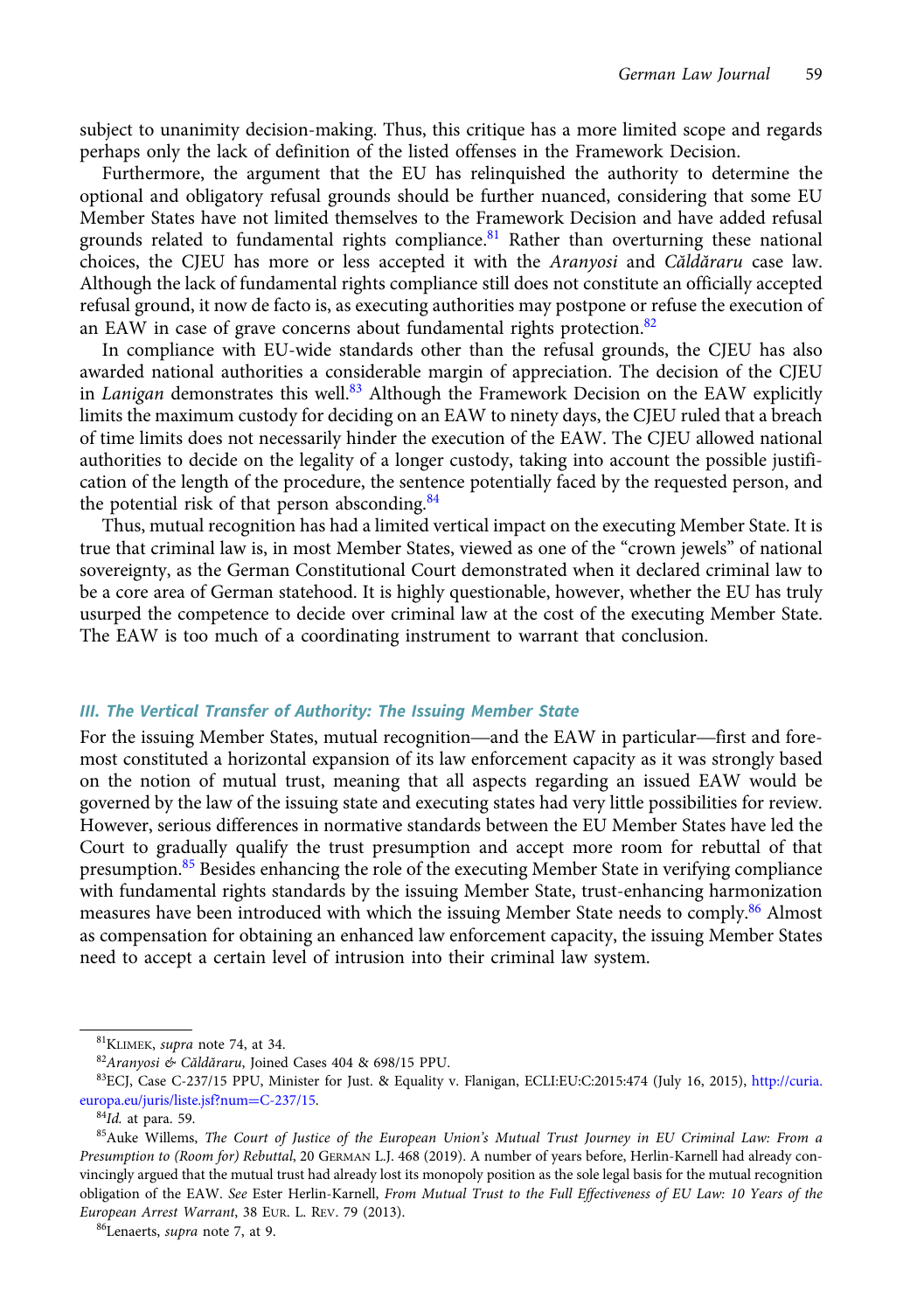subject to unanimity decision-making. Thus, this critique has a more limited scope and regards perhaps only the lack of definition of the listed offenses in the Framework Decision.

Furthermore, the argument that the EU has relinquished the authority to determine the optional and obligatory refusal grounds should be further nuanced, considering that some EU Member States have not limited themselves to the Framework Decision and have added refusal grounds related to fundamental rights compliance.[81] Rather than overturning these national choices, the CJEU has more or less accepted it with the *Aranyosi* and *Căldăraru* case law. Although the lack of fundamental rights compliance still does not constitute an officially accepted refusal ground, it now de facto is, as executing authorities may postpone or refuse the execution of an EAW in case of grave concerns about fundamental rights protection.[82]

In compliance with EU-wide standards other than the refusal grounds, the CJEU has also awarded national authorities a considerable margin of appreciation. The decision of the CJEU in *Lanigan* demonstrates this well.[83] Although the Framework Decision on the EAW explicitly limits the maximum custody for deciding on an EAW to ninety days, the CJEU ruled that a breach of time limits does not necessarily hinder the execution of the EAW. The CJEU allowed national authorities to decide on the legality of a longer custody, taking into account the possible justification of the length of the procedure, the sentence potentially faced by the requested person, and the potential risk of that person absconding.[84]

Thus, mutual recognition has had a limited vertical impact on the executing Member State. It is true that criminal law is, in most Member States, viewed as one of the "crown jewels" of national sovereignty, as the German Constitutional Court demonstrated when it declared criminal law to be a core area of German statehood. It is highly questionable, however, whether the EU has truly usurped the competence to decide over criminal law at the cost of the executing Member State. The EAW is too much of a coordinating instrument to warrant that conclusion.

### *III. The Vertical Transfer of Authority: The Issuing Member State*

For the issuing Member States, mutual recognition—and the EAW in particular—first and foremost constituted a horizontal expansion of its law enforcement capacity as it was strongly based on the notion of mutual trust, meaning that all aspects regarding an issued EAW would be governed by the law of the issuing state and executing states had very little possibilities for review. However, serious differences in normative standards between the EU Member States have led the Court to gradually qualify the trust presumption and accept more room for rebuttal of that presumption.[85] Besides enhancing the role of the executing Member State in verifying compliance with fundamental rights standards by the issuing Member State, trust-enhancing harmonization measures have been introduced with which the issuing Member State needs to comply.[86] Almost as compensation for obtaining an enhanced law enforcement capacity, the issuing Member States need to accept a certain level of intrusion into their criminal law system.

---

[81] KLIMEK, *supra* note 74, at 34.

[82] *Aranyosi & Căldăraru*, Joined Cases 404 & 698/15 PPU.

[83] ECJ, Case C-237/15 PPU, Minister for Just. & Equality v. Flanigan, ECLI:EU:C:2015:474 (July 16, 2015), http://curia.europa.eu/juris/liste.jsf?num=C-237/15.

[84] *Id.* at para. 59.

[85] Auke Willems, *The Court of Justice of the European Union's Mutual Trust Journey in EU Criminal Law: From a Presumption to (Room for) Rebuttal*, 20 GERMAN L.J. 468 (2019). A number of years before, Herlin-Karnell had already convincingly argued that the mutual trust had already lost its monopoly position as the sole legal basis for the mutual recognition obligation of the EAW. *See* Ester Herlin-Karnell, *From Mutual Trust to the Full Effectiveness of EU Law: 10 Years of the European Arrest Warrant*, 38 EUR. L. REV. 79 (2013).

[86] Lenaerts, *supra* note 7, at 9.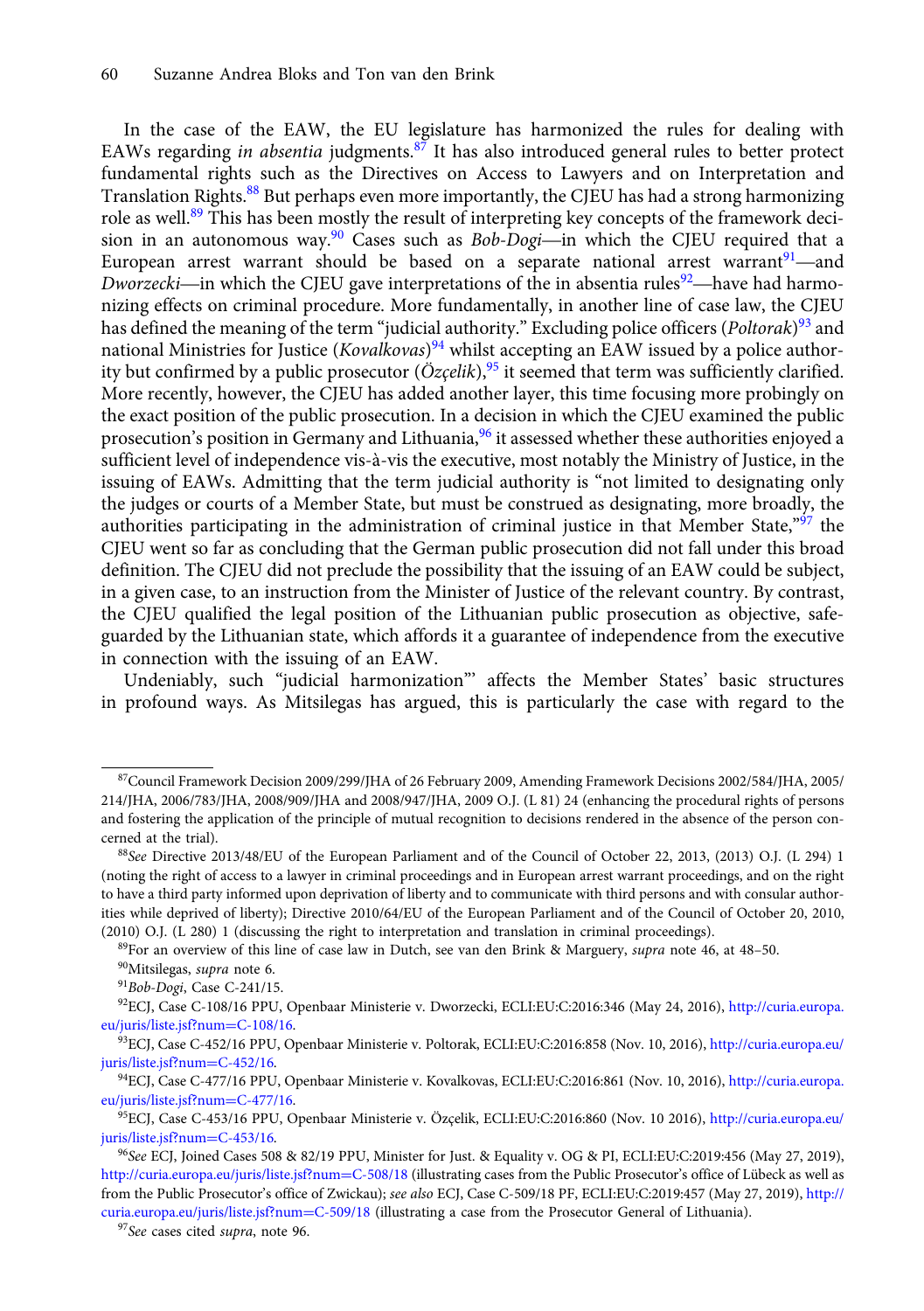In the case of the EAW, the EU legislature has harmonized the rules for dealing with EAWs regarding *in absentia* judgments.[87] It has also introduced general rules to better protect fundamental rights such as the Directives on Access to Lawyers and on Interpretation and Translation Rights.[88] But perhaps even more importantly, the CJEU has had a strong harmonizing role as well.[89] This has been mostly the result of interpreting key concepts of the framework decision in an autonomous way.[90] Cases such as *Bob-Dogi*—in which the CJEU required that a European arrest warrant should be based on a separate national arrest warrant[91]—and *Dworzecki*—in which the CJEU gave interpretations of the in absentia rules[92]—have had harmonizing effects on criminal procedure. More fundamentally, in another line of case law, the CJEU has defined the meaning of the term "judicial authority." Excluding police officers (*Poltorak*)[93] and national Ministries for Justice (*Kovalkovas*)[94] whilst accepting an EAW issued by a police authority but confirmed by a public prosecutor (*Özçelik*),[95] it seemed that term was sufficiently clarified. More recently, however, the CJEU has added another layer, this time focusing more probingly on the exact position of the public prosecution. In a decision in which the CJEU examined the public prosecution's position in Germany and Lithuania,[96] it assessed whether these authorities enjoyed a sufficient level of independence vis-à-vis the executive, most notably the Ministry of Justice, in the issuing of EAWs. Admitting that the term judicial authority is "not limited to designating only the judges or courts of a Member State, but must be construed as designating, more broadly, the authorities participating in the administration of criminal justice in that Member State,"[97] the CJEU went so far as concluding that the German public prosecution did not fall under this broad definition. The CJEU did not preclude the possibility that the issuing of an EAW could be subject, in a given case, to an instruction from the Minister of Justice of the relevant country. By contrast, the CJEU qualified the legal position of the Lithuanian public prosecution as objective, safeguarded by the Lithuanian state, which affords it a guarantee of independence from the executive in connection with the issuing of an EAW.

Undeniably, such "judicial harmonization"' affects the Member States' basic structures in profound ways. As Mitsilegas has argued, this is particularly the case with regard to the

---

[87] Council Framework Decision 2009/299/JHA of 26 February 2009, Amending Framework Decisions 2002/584/JHA, 2005/214/JHA, 2006/783/JHA, 2008/909/JHA and 2008/947/JHA, 2009 O.J. (L 81) 24 (enhancing the procedural rights of persons and fostering the application of the principle of mutual recognition to decisions rendered in the absence of the person concerned at the trial).

[88] *See* Directive 2013/48/EU of the European Parliament and of the Council of October 22, 2013, (2013) O.J. (L 294) 1 (noting the right of access to a lawyer in criminal proceedings and in European arrest warrant proceedings, and on the right to have a third party informed upon deprivation of liberty and to communicate with third persons and with consular authorities while deprived of liberty); Directive 2010/64/EU of the European Parliament and of the Council of October 20, 2010, (2010) O.J. (L 280) 1 (discussing the right to interpretation and translation in criminal proceedings).

[89] For an overview of this line of case law in Dutch, see van den Brink & Marguery, *supra* note 46, at 48–50.

[90] Mitsilegas, *supra* note 6.

[91] *Bob-Dogi*, Case C-241/15.

[92] ECJ, Case C-108/16 PPU, Openbaar Ministerie v. Dworzecki, ECLI:EU:C:2016:346 (May 24, 2016), http://curia.europa.eu/juris/liste.jsf?num=C-108/16.

[93] ECJ, Case C-452/16 PPU, Openbaar Ministerie v. Poltorak, ECLI:EU:C:2016:858 (Nov. 10, 2016), http://curia.europa.eu/juris/liste.jsf?num=C-452/16.

[94] ECJ, Case C-477/16 PPU, Openbaar Ministerie v. Kovalkovas, ECLI:EU:C:2016:861 (Nov. 10, 2016), http://curia.europa.eu/juris/liste.jsf?num=C-477/16.

[95] ECJ, Case C-453/16 PPU, Openbaar Ministerie v. Özçelik, ECLI:EU:C:2016:860 (Nov. 10 2016), http://curia.europa.eu/juris/liste.jsf?num=C-453/16.

[96] *See* ECJ, Joined Cases 508 & 82/19 PPU, Minister for Just. & Equality v. OG & PI, ECLI:EU:C:2019:456 (May 27, 2019), http://curia.europa.eu/juris/liste.jsf?num=C-508/18 (illustrating cases from the Public Prosecutor's office of Lübeck as well as from the Public Prosecutor's office of Zwickau); *see also* ECJ, Case C-509/18 PF, ECLI:EU:C:2019:457 (May 27, 2019), http://curia.europa.eu/juris/liste.jsf?num=C-509/18 (illustrating a case from the Prosecutor General of Lithuania).

[97] *See* cases cited *supra*, note 96.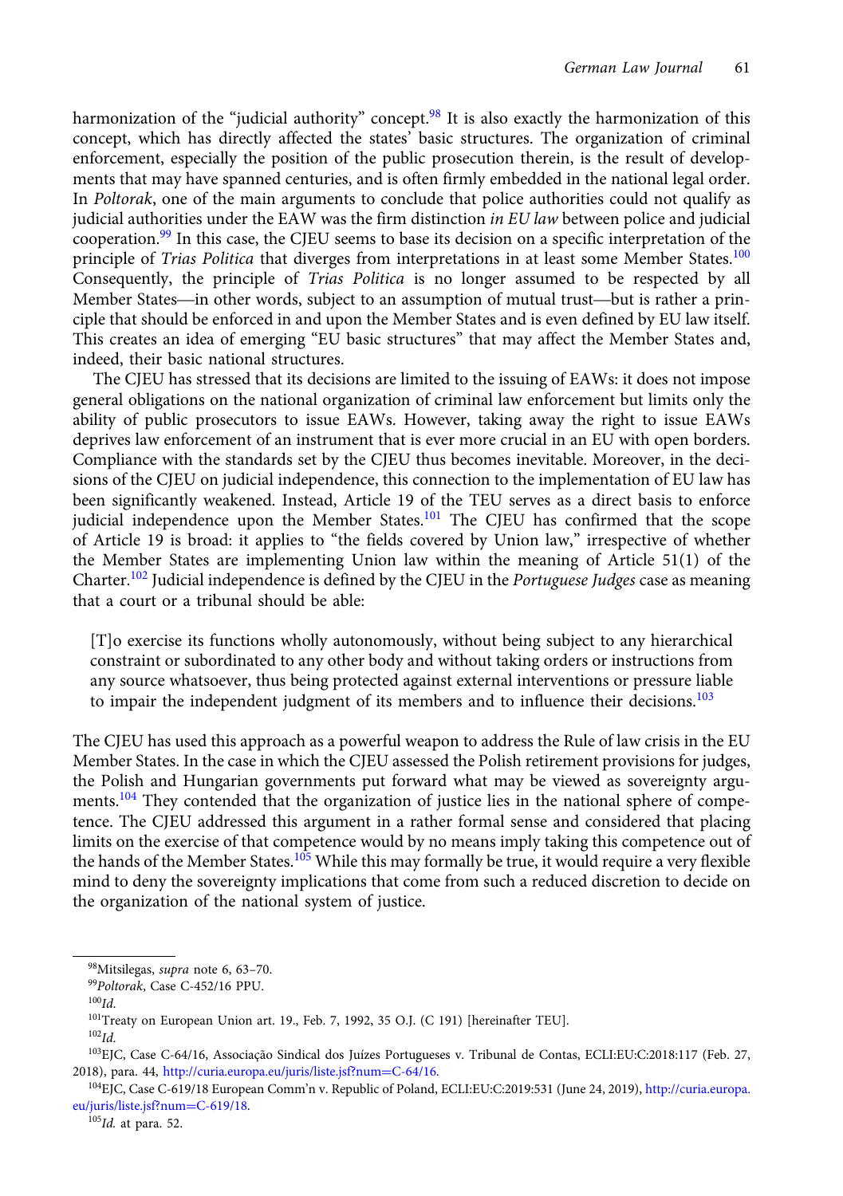harmonization of the "judicial authority" concept.[98] It is also exactly the harmonization of this concept, which has directly affected the states' basic structures. The organization of criminal enforcement, especially the position of the public prosecution therein, is the result of developments that may have spanned centuries, and is often firmly embedded in the national legal order. In *Poltorak*, one of the main arguments to conclude that police authorities could not qualify as judicial authorities under the EAW was the firm distinction *in EU law* between police and judicial cooperation.[99] In this case, the CJEU seems to base its decision on a specific interpretation of the principle of *Trias Politica* that diverges from interpretations in at least some Member States.[100] Consequently, the principle of *Trias Politica* is no longer assumed to be respected by all Member States—in other words, subject to an assumption of mutual trust—but is rather a principle that should be enforced in and upon the Member States and is even defined by EU law itself. This creates an idea of emerging "EU basic structures" that may affect the Member States and, indeed, their basic national structures.

The CJEU has stressed that its decisions are limited to the issuing of EAWs: it does not impose general obligations on the national organization of criminal law enforcement but limits only the ability of public prosecutors to issue EAWs. However, taking away the right to issue EAWs deprives law enforcement of an instrument that is ever more crucial in an EU with open borders. Compliance with the standards set by the CJEU thus becomes inevitable. Moreover, in the decisions of the CJEU on judicial independence, this connection to the implementation of EU law has been significantly weakened. Instead, Article 19 of the TEU serves as a direct basis to enforce judicial independence upon the Member States.[101] The CJEU has confirmed that the scope of Article 19 is broad: it applies to "the fields covered by Union law," irrespective of whether the Member States are implementing Union law within the meaning of Article 51(1) of the Charter.[102] Judicial independence is defined by the CJEU in the *Portuguese Judges* case as meaning that a court or a tribunal should be able:

> [T]o exercise its functions wholly autonomously, without being subject to any hierarchical constraint or subordinated to any other body and without taking orders or instructions from any source whatsoever, thus being protected against external interventions or pressure liable to impair the independent judgment of its members and to influence their decisions.[103]

The CJEU has used this approach as a powerful weapon to address the Rule of law crisis in the EU Member States. In the case in which the CJEU assessed the Polish retirement provisions for judges, the Polish and Hungarian governments put forward what may be viewed as sovereignty arguments.[104] They contended that the organization of justice lies in the national sphere of competence. The CJEU addressed this argument in a rather formal sense and considered that placing limits on the exercise of that competence would by no means imply taking this competence out of the hands of the Member States.[105] While this may formally be true, it would require a very flexible mind to deny the sovereignty implications that come from such a reduced discretion to decide on the organization of the national system of justice.

---

[98] Mitsilegas, *supra* note 6, 63–70.

[99] *Poltorak*, Case C-452/16 PPU.

[100] *Id.*

[101] Treaty on European Union art. 19., Feb. 7, 1992, 35 O.J. (C 191) [hereinafter TEU].

[102] *Id.*

[103] EJC, Case C-64/16, Associação Sindical dos Juízes Portugueses v. Tribunal de Contas, ECLI:EU:C:2018:117 (Feb. 27, 2018), para. 44, http://curia.europa.eu/juris/liste.jsf?num=C-64/16.

[104] EJC, Case C-619/18 European Comm'n v. Republic of Poland, ECLI:EU:C:2019:531 (June 24, 2019), http://curia.europa.eu/juris/liste.jsf?num=C-619/18.

[105] *Id.* at para. 52.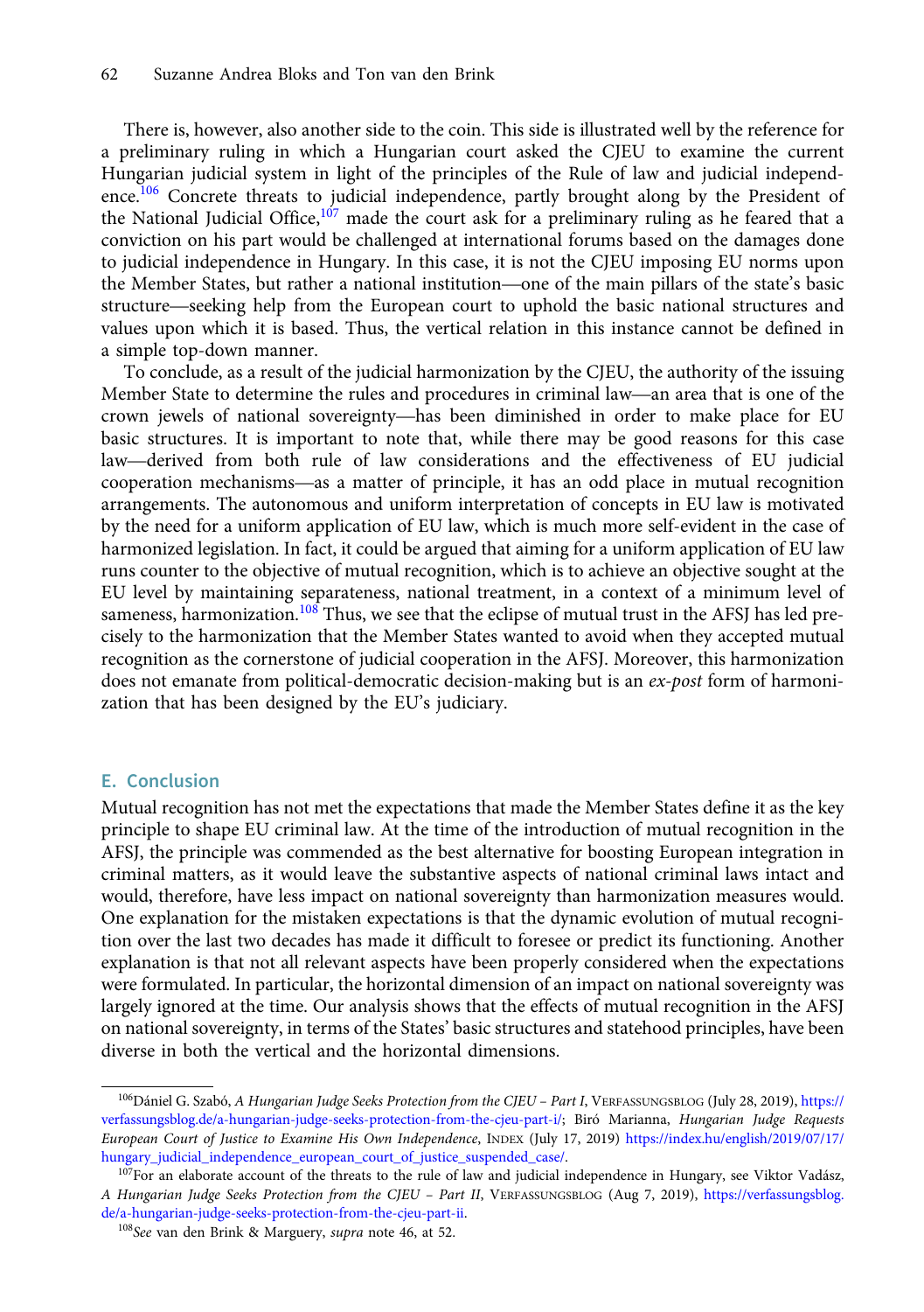There is, however, also another side to the coin. This side is illustrated well by the reference for a preliminary ruling in which a Hungarian court asked the CJEU to examine the current Hungarian judicial system in light of the principles of the Rule of law and judicial independence.[106] Concrete threats to judicial independence, partly brought along by the President of the National Judicial Office,[107] made the court ask for a preliminary ruling as he feared that a conviction on his part would be challenged at international forums based on the damages done to judicial independence in Hungary. In this case, it is not the CJEU imposing EU norms upon the Member States, but rather a national institution—one of the main pillars of the state's basic structure—seeking help from the European court to uphold the basic national structures and values upon which it is based. Thus, the vertical relation in this instance cannot be defined in a simple top-down manner.

To conclude, as a result of the judicial harmonization by the CJEU, the authority of the issuing Member State to determine the rules and procedures in criminal law—an area that is one of the crown jewels of national sovereignty—has been diminished in order to make place for EU basic structures. It is important to note that, while there may be good reasons for this case law—derived from both rule of law considerations and the effectiveness of EU judicial cooperation mechanisms—as a matter of principle, it has an odd place in mutual recognition arrangements. The autonomous and uniform interpretation of concepts in EU law is motivated by the need for a uniform application of EU law, which is much more self-evident in the case of harmonized legislation. In fact, it could be argued that aiming for a uniform application of EU law runs counter to the objective of mutual recognition, which is to achieve an objective sought at the EU level by maintaining separateness, national treatment, in a context of a minimum level of sameness, harmonization.[108] Thus, we see that the eclipse of mutual trust in the AFSJ has led precisely to the harmonization that the Member States wanted to avoid when they accepted mutual recognition as the cornerstone of judicial cooperation in the AFSJ. Moreover, this harmonization does not emanate from political-democratic decision-making but is an *ex-post* form of harmonization that has been designed by the EU's judiciary.

## E. Conclusion

Mutual recognition has not met the expectations that made the Member States define it as the key principle to shape EU criminal law. At the time of the introduction of mutual recognition in the AFSJ, the principle was commended as the best alternative for boosting European integration in criminal matters, as it would leave the substantive aspects of national criminal laws intact and would, therefore, have less impact on national sovereignty than harmonization measures would. One explanation for the mistaken expectations is that the dynamic evolution of mutual recognition over the last two decades has made it difficult to foresee or predict its functioning. Another explanation is that not all relevant aspects have been properly considered when the expectations were formulated. In particular, the horizontal dimension of an impact on national sovereignty was largely ignored at the time. Our analysis shows that the effects of mutual recognition in the AFSJ on national sovereignty, in terms of the States' basic structures and statehood principles, have been diverse in both the vertical and the horizontal dimensions.

---

[106] Dániel G. Szabó, *A Hungarian Judge Seeks Protection from the CJEU – Part I*, VERFASSUNGSBLOG (July 28, 2019), https://verfassungsblog.de/a-hungarian-judge-seeks-protection-from-the-cjeu-part-i/; Biró Marianna, *Hungarian Judge Requests European Court of Justice to Examine His Own Independence*, INDEX (July 17, 2019) https://index.hu/english/2019/07/17/hungary_judicial_independence_european_court_of_justice_suspended_case/.

[107] For an elaborate account of the threats to the rule of law and judicial independence in Hungary, see Viktor Vadász, *A Hungarian Judge Seeks Protection from the CJEU – Part II*, VERFASSUNGSBLOG (Aug 7, 2019), https://verfassungsblog.de/a-hungarian-judge-seeks-protection-from-the-cjeu-part-ii.

[108] *See* van den Brink & Marguery, *supra* note 46, at 52.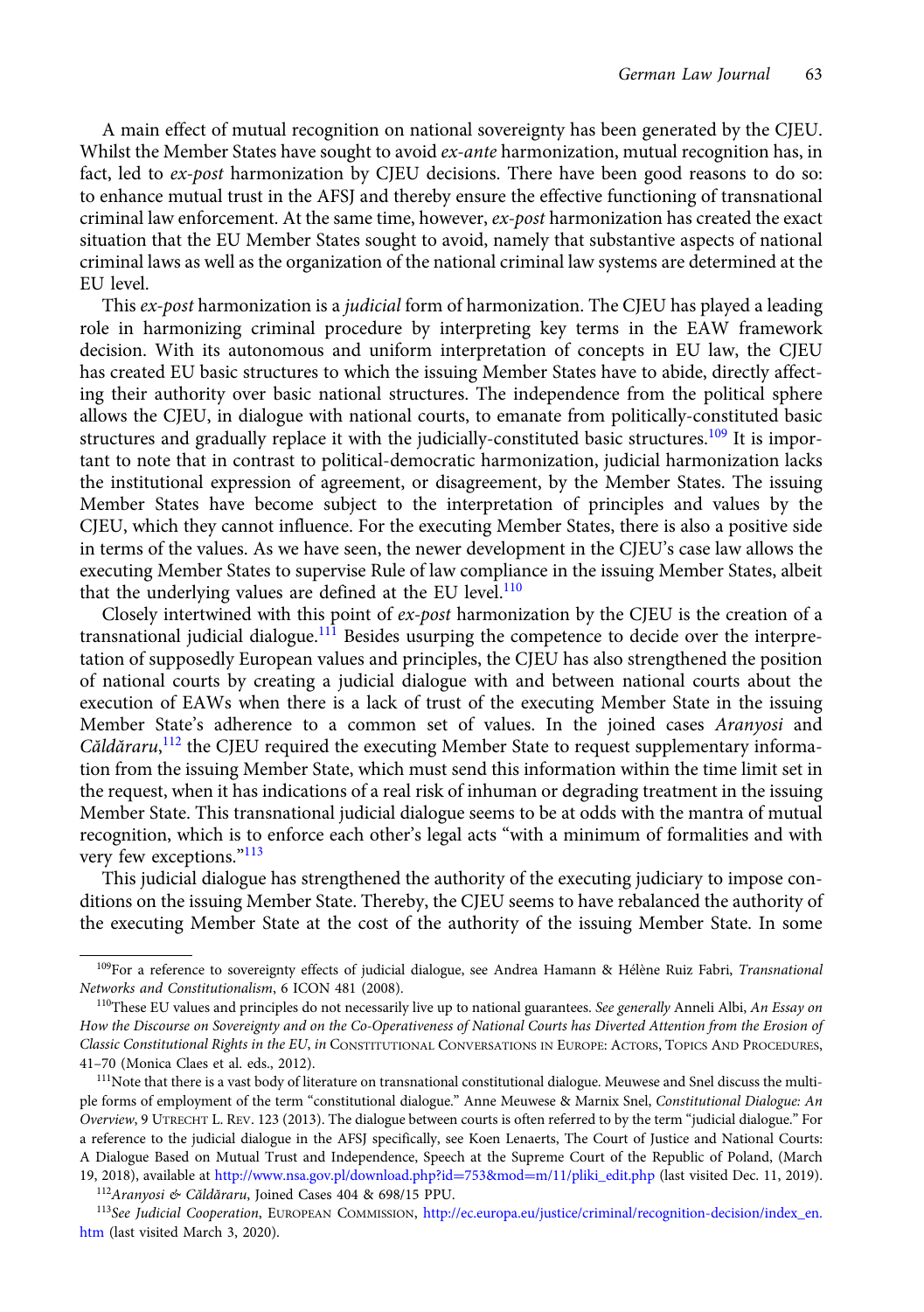A main effect of mutual recognition on national sovereignty has been generated by the CJEU. Whilst the Member States have sought to avoid *ex-ante* harmonization, mutual recognition has, in fact, led to *ex-post* harmonization by CJEU decisions. There have been good reasons to do so: to enhance mutual trust in the AFSJ and thereby ensure the effective functioning of transnational criminal law enforcement. At the same time, however, *ex-post* harmonization has created the exact situation that the EU Member States sought to avoid, namely that substantive aspects of national criminal laws as well as the organization of the national criminal law systems are determined at the EU level.

This *ex-post* harmonization is a *judicial* form of harmonization. The CJEU has played a leading role in harmonizing criminal procedure by interpreting key terms in the EAW framework decision. With its autonomous and uniform interpretation of concepts in EU law, the CJEU has created EU basic structures to which the issuing Member States have to abide, directly affecting their authority over basic national structures. The independence from the political sphere allows the CJEU, in dialogue with national courts, to emanate from politically-constituted basic structures and gradually replace it with the judicially-constituted basic structures.[109] It is important to note that in contrast to political-democratic harmonization, judicial harmonization lacks the institutional expression of agreement, or disagreement, by the Member States. The issuing Member States have become subject to the interpretation of principles and values by the CJEU, which they cannot influence. For the executing Member States, there is also a positive side in terms of the values. As we have seen, the newer development in the CJEU's case law allows the executing Member States to supervise Rule of law compliance in the issuing Member States, albeit that the underlying values are defined at the EU level.[110]

Closely intertwined with this point of *ex-post* harmonization by the CJEU is the creation of a transnational judicial dialogue.[111] Besides usurping the competence to decide over the interpretation of supposedly European values and principles, the CJEU has also strengthened the position of national courts by creating a judicial dialogue with and between national courts about the execution of EAWs when there is a lack of trust of the executing Member State in the issuing Member State's adherence to a common set of values. In the joined cases *Aranyosi* and *Căldăraru*,[112] the CJEU required the executing Member State to request supplementary information from the issuing Member State, which must send this information within the time limit set in the request, when it has indications of a real risk of inhuman or degrading treatment in the issuing Member State. This transnational judicial dialogue seems to be at odds with the mantra of mutual recognition, which is to enforce each other's legal acts "with a minimum of formalities and with very few exceptions."[113]

This judicial dialogue has strengthened the authority of the executing judiciary to impose conditions on the issuing Member State. Thereby, the CJEU seems to have rebalanced the authority of the executing Member State at the cost of the authority of the issuing Member State. In some

---

[109]For a reference to sovereignty effects of judicial dialogue, see Andrea Hamann & Hélène Ruiz Fabri, *Transnational Networks and Constitutionalism*, 6 ICON 481 (2008).

[110]These EU values and principles do not necessarily live up to national guarantees. *See generally* Anneli Albi, *An Essay on How the Discourse on Sovereignty and on the Co-Operativeness of National Courts has Diverted Attention from the Erosion of Classic Constitutional Rights in the EU*, *in* CONSTITUTIONAL CONVERSATIONS IN EUROPE: ACTORS, TOPICS AND PROCEDURES, 41–70 (Monica Claes et al. eds., 2012).

[111]Note that there is a vast body of literature on transnational constitutional dialogue. Meuwese and Snel discuss the multiple forms of employment of the term "constitutional dialogue." Anne Meuwese & Marnix Snel, *Constitutional Dialogue: An Overview*, 9 UTRECHT L. REV. 123 (2013). The dialogue between courts is often referred to by the term "judicial dialogue." For a reference to the judicial dialogue in the AFSJ specifically, see Koen Lenaerts, The Court of Justice and National Courts: A Dialogue Based on Mutual Trust and Independence, Speech at the Supreme Court of the Republic of Poland, (March 19, 2018), available at http://www.nsa.gov.pl/download.php?id=753&mod=m/11/pliki_edit.php (last visited Dec. 11, 2019).

[112]*Aranyosi & Căldăraru*, Joined Cases 404 & 698/15 PPU.

[113]*See Judicial Cooperation*, EUROPEAN COMMISSION, http://ec.europa.eu/justice/criminal/recognition-decision/index_en.htm (last visited March 3, 2020).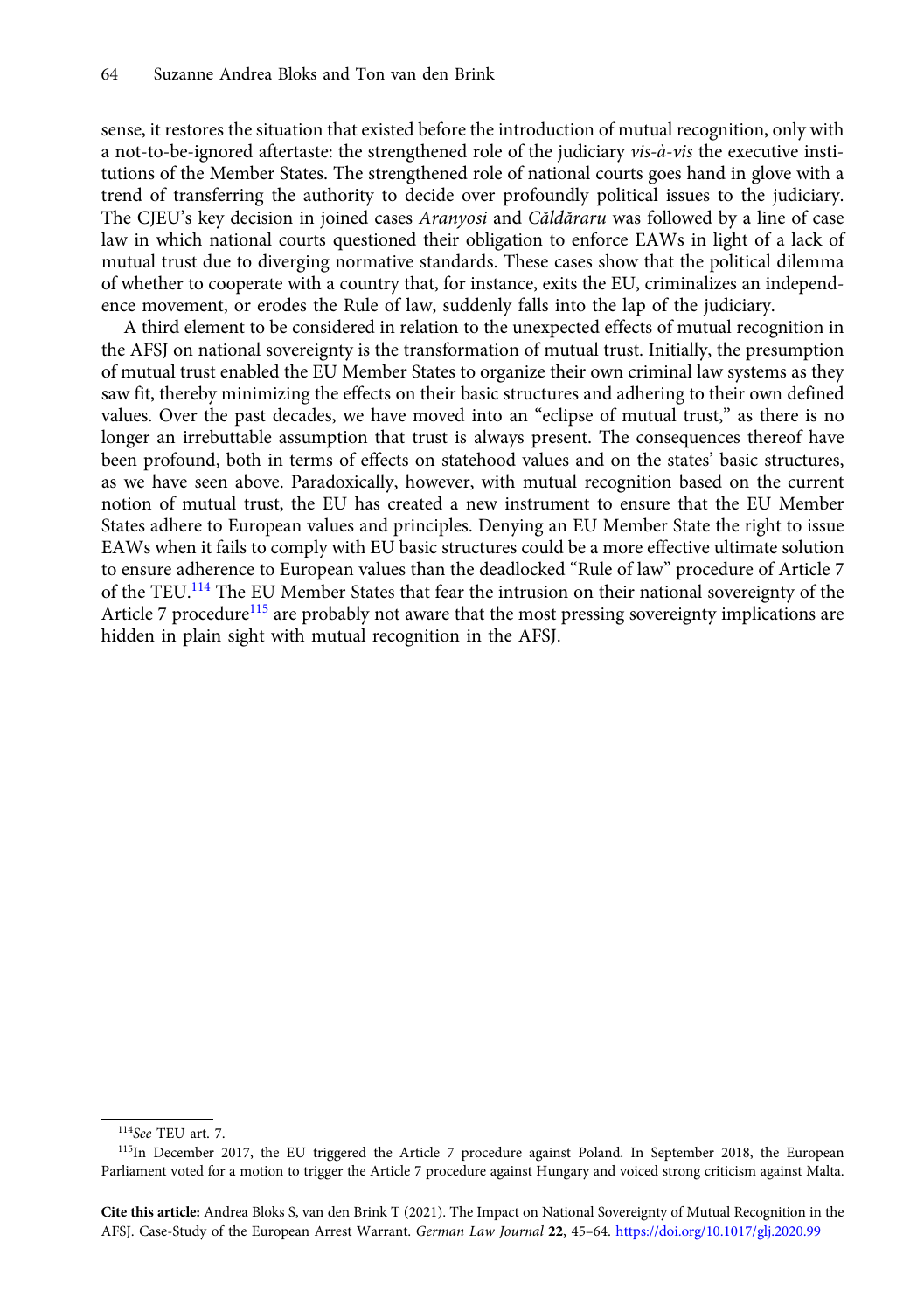sense, it restores the situation that existed before the introduction of mutual recognition, only with a not-to-be-ignored aftertaste: the strengthened role of the judiciary *vis-à-vis* the executive institutions of the Member States. The strengthened role of national courts goes hand in glove with a trend of transferring the authority to decide over profoundly political issues to the judiciary. The CJEU's key decision in joined cases *Aranyosi* and *Căldăraru* was followed by a line of case law in which national courts questioned their obligation to enforce EAWs in light of a lack of mutual trust due to diverging normative standards. These cases show that the political dilemma of whether to cooperate with a country that, for instance, exits the EU, criminalizes an independence movement, or erodes the Rule of law, suddenly falls into the lap of the judiciary.

A third element to be considered in relation to the unexpected effects of mutual recognition in the AFSJ on national sovereignty is the transformation of mutual trust. Initially, the presumption of mutual trust enabled the EU Member States to organize their own criminal law systems as they saw fit, thereby minimizing the effects on their basic structures and adhering to their own defined values. Over the past decades, we have moved into an "eclipse of mutual trust," as there is no longer an irrebuttable assumption that trust is always present. The consequences thereof have been profound, both in terms of effects on statehood values and on the states' basic structures, as we have seen above. Paradoxically, however, with mutual recognition based on the current notion of mutual trust, the EU has created a new instrument to ensure that the EU Member States adhere to European values and principles. Denying an EU Member State the right to issue EAWs when it fails to comply with EU basic structures could be a more effective ultimate solution to ensure adherence to European values than the deadlocked "Rule of law" procedure of Article 7 of the TEU.[114] The EU Member States that fear the intrusion on their national sovereignty of the Article 7 procedure[115] are probably not aware that the most pressing sovereignty implications are hidden in plain sight with mutual recognition in the AFSJ.

---

[114] *See* TEU art. 7.

[115] In December 2017, the EU triggered the Article 7 procedure against Poland. In September 2018, the European Parliament voted for a motion to trigger the Article 7 procedure against Hungary and voiced strong criticism against Malta.

**Cite this article:** Andrea Bloks S, van den Brink T (2021). The Impact on National Sovereignty of Mutual Recognition in the AFSJ. Case-Study of the European Arrest Warrant. *German Law Journal* **22**, 45–64. https://doi.org/10.1017/glj.2020.99